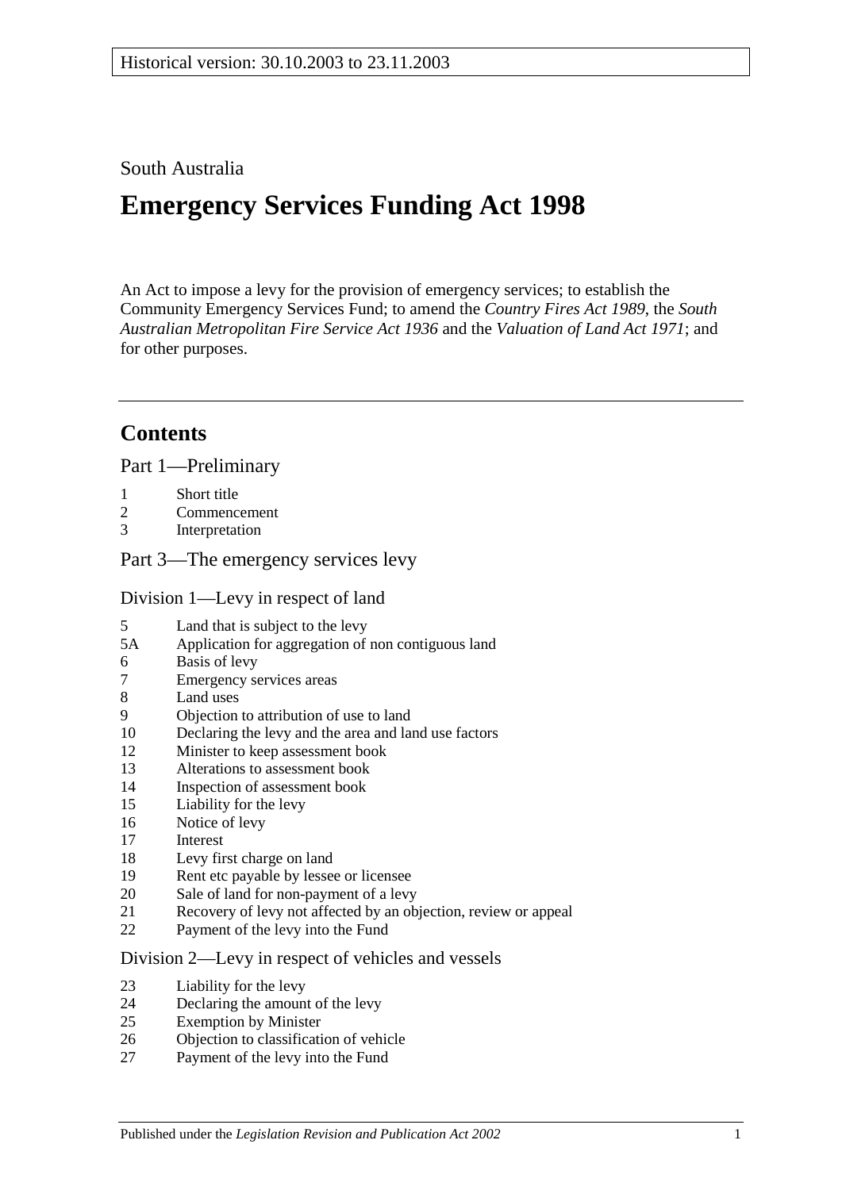Historical version: 30.10.2003 to 23.11.2003

South Australia

# Emergency Services Funding Act 1998

An Act to impose a levy for the provision of emergency services; to establish the Community Emergency Services Fund; to amend the *Country Fires Act 1989*, the *South Australian Metropolitan Fire Service Act 1936* and the *Valuation of Land Act 1971*; and for other purposes.

## Contents

Part 1—Preliminary

1 Short title
2 Commencement
3 Interpretation

Part 3—The emergency services levy

Division 1—Levy in respect of land

5 Land that is subject to the levy
5A Application for aggregation of non contiguous land
6 Basis of levy
7 Emergency services areas
8 Land uses
9 Objection to attribution of use to land
10 Declaring the levy and the area and land use factors
12 Minister to keep assessment book
13 Alterations to assessment book
14 Inspection of assessment book
15 Liability for the levy
16 Notice of levy
17 Interest
18 Levy first charge on land
19 Rent etc payable by lessee or licensee
20 Sale of land for non-payment of a levy
21 Recovery of levy not affected by an objection, review or appeal
22 Payment of the levy into the Fund

Division 2—Levy in respect of vehicles and vessels

23 Liability for the levy
24 Declaring the amount of the levy
25 Exemption by Minister
26 Objection to classification of vehicle
27 Payment of the levy into the Fund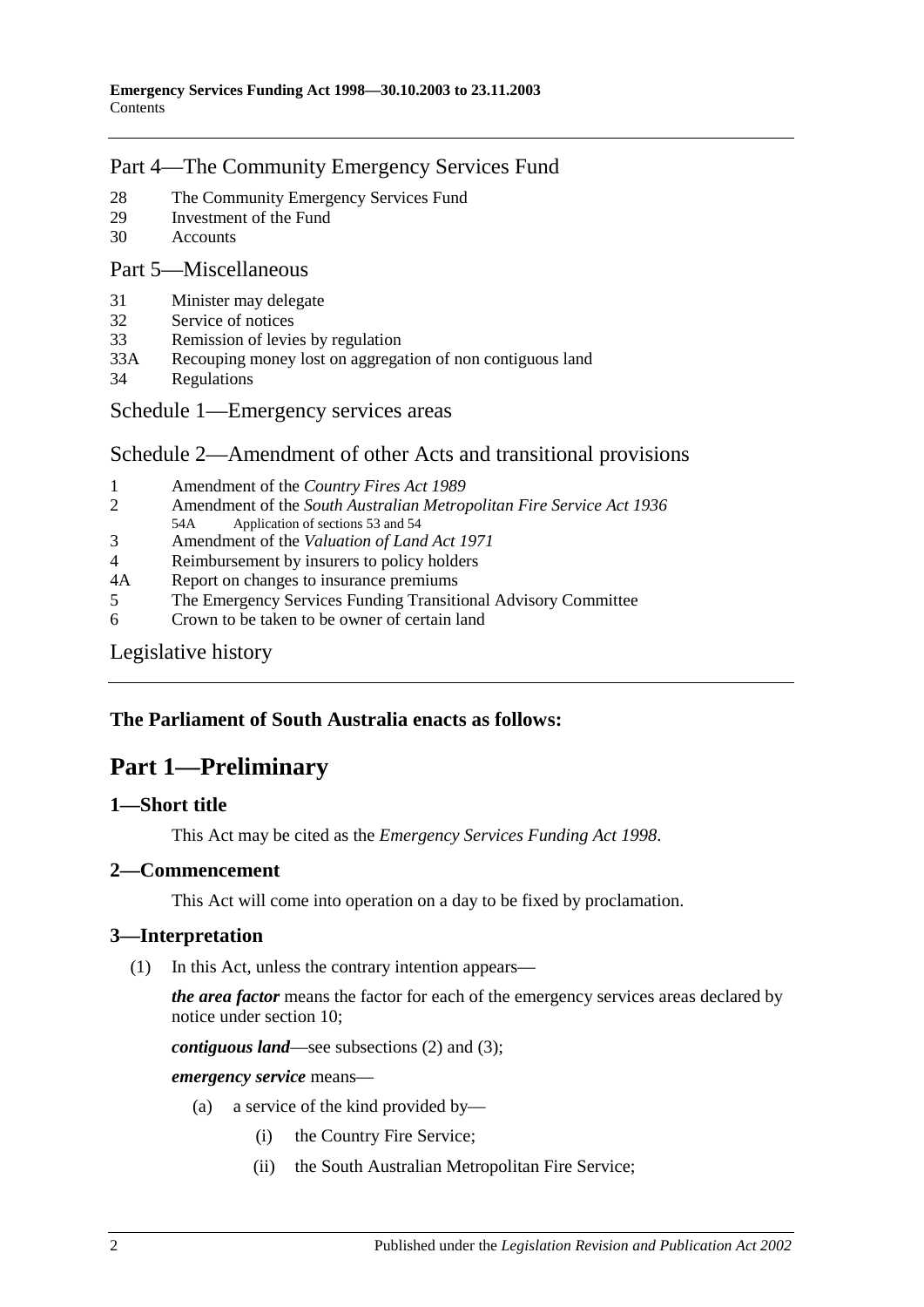## Part 4—The Community Emergency Services Fund

28 The Community Emergency Services Fund
29 Investment of the Fund
30 Accounts

## Part 5—Miscellaneous

31 Minister may delegate
32 Service of notices
33 Remission of levies by regulation
33A Recouping money lost on aggregation of non contiguous land
34 Regulations

## Schedule 1—Emergency services areas

## Schedule 2—Amendment of other Acts and transitional provisions

1 Amendment of the *Country Fires Act 1989*
2 Amendment of the *South Australian Metropolitan Fire Service Act 1936*
  54A Application of sections 53 and 54
3 Amendment of the *Valuation of Land Act 1971*
4 Reimbursement by insurers to policy holders
4A Report on changes to insurance premiums
5 The Emergency Services Funding Transitional Advisory Committee
6 Crown to be taken to be owner of certain land

## Legislative history

**The Parliament of South Australia enacts as follows:**

# Part 1—Preliminary

### 1—Short title

This Act may be cited as the *Emergency Services Funding Act 1998*.

### 2—Commencement

This Act will come into operation on a day to be fixed by proclamation.

### 3—Interpretation

(1) In this Act, unless the contrary intention appears—

***the area factor*** means the factor for each of the emergency services areas declared by notice under section 10;

***contiguous land***—see subsections (2) and (3);

***emergency service*** means—

(a) a service of the kind provided by—

(i) the Country Fire Service;

(ii) the South Australian Metropolitan Fire Service;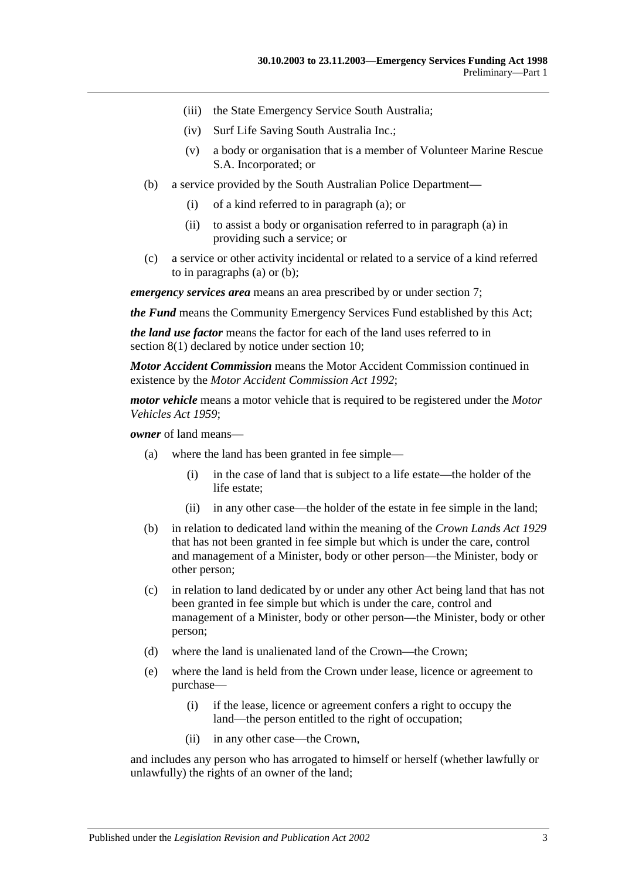(iii) the State Emergency Service South Australia;

(iv) Surf Life Saving South Australia Inc.;

(v) a body or organisation that is a member of Volunteer Marine Rescue S.A. Incorporated; or

(b) a service provided by the South Australian Police Department—

(i) of a kind referred to in paragraph (a); or

(ii) to assist a body or organisation referred to in paragraph (a) in providing such a service; or

(c) a service or other activity incidental or related to a service of a kind referred to in paragraphs (a) or (b);

***emergency services area*** means an area prescribed by or under section 7;

***the Fund*** means the Community Emergency Services Fund established by this Act;

***the land use factor*** means the factor for each of the land uses referred to in section 8(1) declared by notice under section 10;

***Motor Accident Commission*** means the Motor Accident Commission continued in existence by the *Motor Accident Commission Act 1992*;

***motor vehicle*** means a motor vehicle that is required to be registered under the *Motor Vehicles Act 1959*;

***owner*** of land means—

(a) where the land has been granted in fee simple—

(i) in the case of land that is subject to a life estate—the holder of the life estate;

(ii) in any other case—the holder of the estate in fee simple in the land;

(b) in relation to dedicated land within the meaning of the *Crown Lands Act 1929* that has not been granted in fee simple but which is under the care, control and management of a Minister, body or other person—the Minister, body or other person;

(c) in relation to land dedicated by or under any other Act being land that has not been granted in fee simple but which is under the care, control and management of a Minister, body or other person—the Minister, body or other person;

(d) where the land is unalienated land of the Crown—the Crown;

(e) where the land is held from the Crown under lease, licence or agreement to purchase—

(i) if the lease, licence or agreement confers a right to occupy the land—the person entitled to the right of occupation;

(ii) in any other case—the Crown,

and includes any person who has arrogated to himself or herself (whether lawfully or unlawfully) the rights of an owner of the land;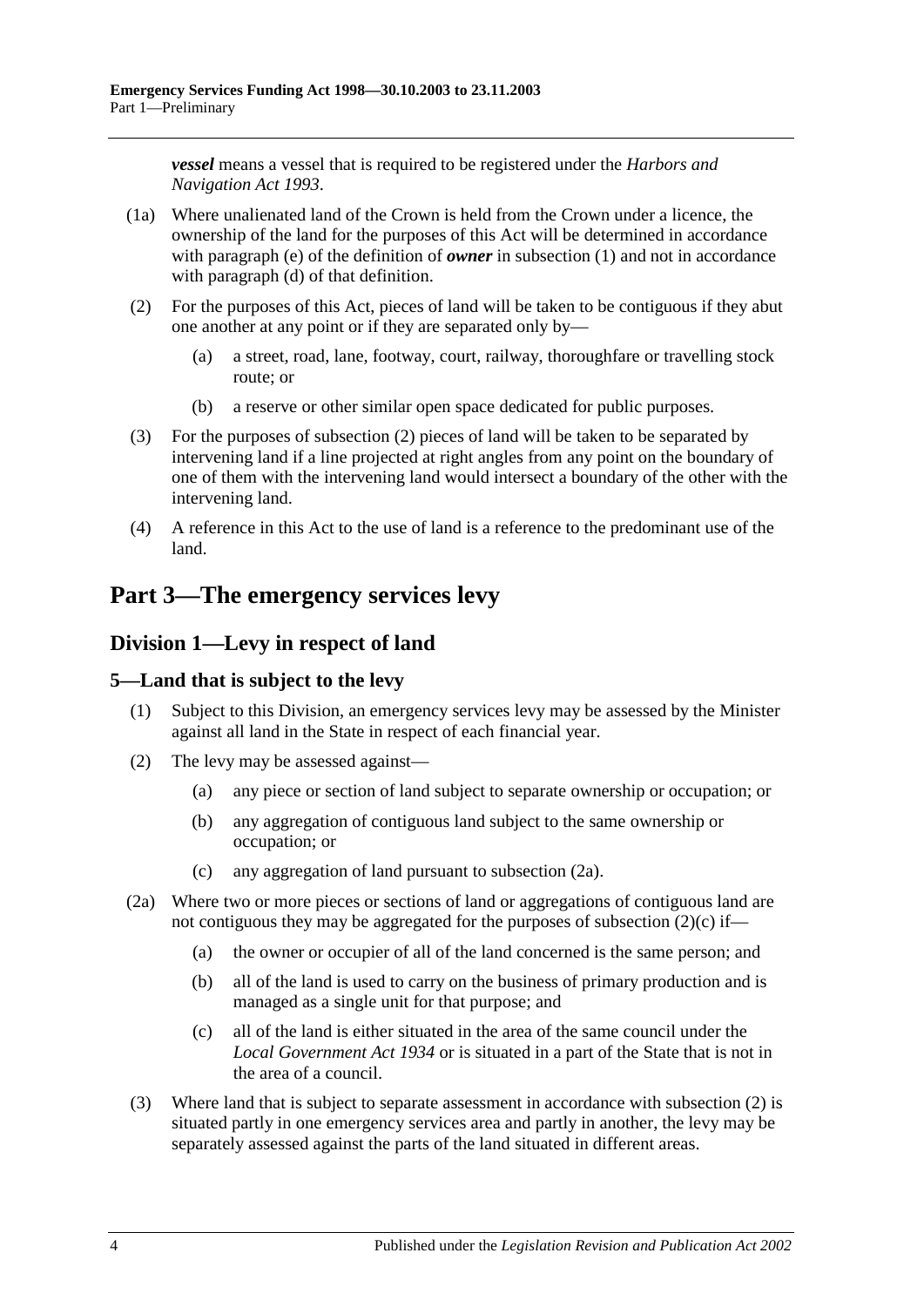***vessel*** means a vessel that is required to be registered under the *Harbors and Navigation Act 1993*.

(1a) Where unalienated land of the Crown is held from the Crown under a licence, the ownership of the land for the purposes of this Act will be determined in accordance with paragraph (e) of the definition of ***owner*** in subsection (1) and not in accordance with paragraph (d) of that definition.

(2) For the purposes of this Act, pieces of land will be taken to be contiguous if they abut one another at any point or if they are separated only by—

(a) a street, road, lane, footway, court, railway, thoroughfare or travelling stock route; or

(b) a reserve or other similar open space dedicated for public purposes.

(3) For the purposes of subsection (2) pieces of land will be taken to be separated by intervening land if a line projected at right angles from any point on the boundary of one of them with the intervening land would intersect a boundary of the other with the intervening land.

(4) A reference in this Act to the use of land is a reference to the predominant use of the land.

# Part 3—The emergency services levy

## Division 1—Levy in respect of land

### 5—Land that is subject to the levy

(1) Subject to this Division, an emergency services levy may be assessed by the Minister against all land in the State in respect of each financial year.

(2) The levy may be assessed against—

(a) any piece or section of land subject to separate ownership or occupation; or

(b) any aggregation of contiguous land subject to the same ownership or occupation; or

(c) any aggregation of land pursuant to subsection (2a).

(2a) Where two or more pieces or sections of land or aggregations of contiguous land are not contiguous they may be aggregated for the purposes of subsection (2)(c) if—

(a) the owner or occupier of all of the land concerned is the same person; and

(b) all of the land is used to carry on the business of primary production and is managed as a single unit for that purpose; and

(c) all of the land is either situated in the area of the same council under the *Local Government Act 1934* or is situated in a part of the State that is not in the area of a council.

(3) Where land that is subject to separate assessment in accordance with subsection (2) is situated partly in one emergency services area and partly in another, the levy may be separately assessed against the parts of the land situated in different areas.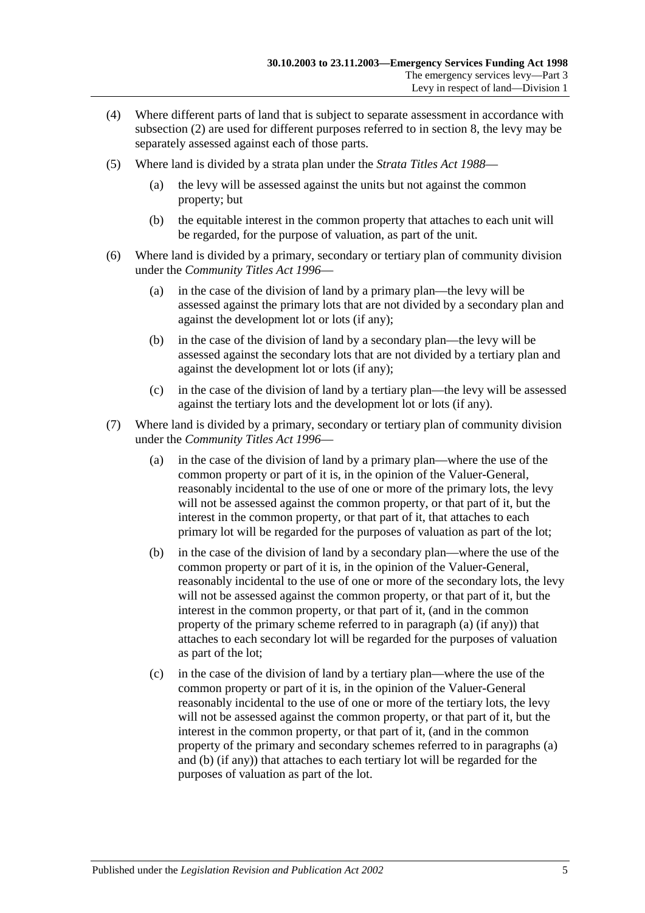(4) Where different parts of land that is subject to separate assessment in accordance with subsection (2) are used for different purposes referred to in section 8, the levy may be separately assessed against each of those parts.

(5) Where land is divided by a strata plan under the *Strata Titles Act 1988*—

(a) the levy will be assessed against the units but not against the common property; but

(b) the equitable interest in the common property that attaches to each unit will be regarded, for the purpose of valuation, as part of the unit.

(6) Where land is divided by a primary, secondary or tertiary plan of community division under the *Community Titles Act 1996*—

(a) in the case of the division of land by a primary plan—the levy will be assessed against the primary lots that are not divided by a secondary plan and against the development lot or lots (if any);

(b) in the case of the division of land by a secondary plan—the levy will be assessed against the secondary lots that are not divided by a tertiary plan and against the development lot or lots (if any);

(c) in the case of the division of land by a tertiary plan—the levy will be assessed against the tertiary lots and the development lot or lots (if any).

(7) Where land is divided by a primary, secondary or tertiary plan of community division under the *Community Titles Act 1996*—

(a) in the case of the division of land by a primary plan—where the use of the common property or part of it is, in the opinion of the Valuer-General, reasonably incidental to the use of one or more of the primary lots, the levy will not be assessed against the common property, or that part of it, but the interest in the common property, or that part of it, that attaches to each primary lot will be regarded for the purposes of valuation as part of the lot;

(b) in the case of the division of land by a secondary plan—where the use of the common property or part of it is, in the opinion of the Valuer-General, reasonably incidental to the use of one or more of the secondary lots, the levy will not be assessed against the common property, or that part of it, but the interest in the common property, or that part of it, (and in the common property of the primary scheme referred to in paragraph (a) (if any)) that attaches to each secondary lot will be regarded for the purposes of valuation as part of the lot;

(c) in the case of the division of land by a tertiary plan—where the use of the common property or part of it is, in the opinion of the Valuer-General reasonably incidental to the use of one or more of the tertiary lots, the levy will not be assessed against the common property, or that part of it, but the interest in the common property, or that part of it, (and in the common property of the primary and secondary schemes referred to in paragraphs (a) and (b) (if any)) that attaches to each tertiary lot will be regarded for the purposes of valuation as part of the lot.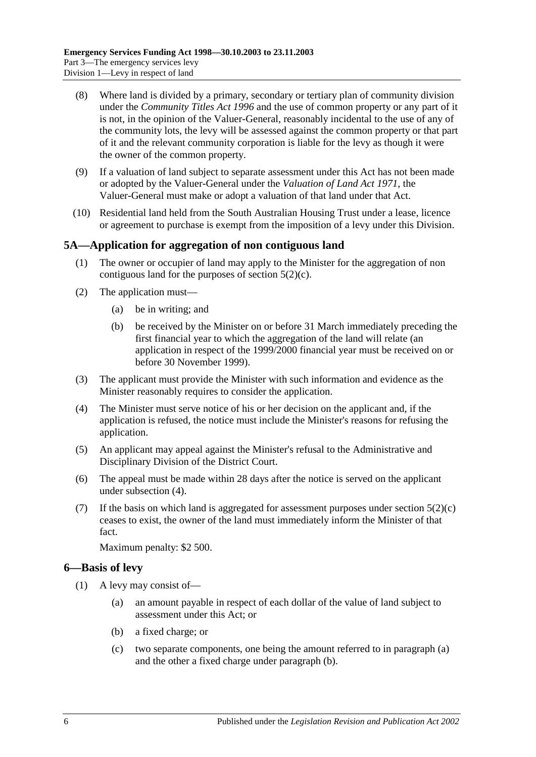(8) Where land is divided by a primary, secondary or tertiary plan of community division under the *Community Titles Act 1996* and the use of common property or any part of it is not, in the opinion of the Valuer-General, reasonably incidental to the use of any of the community lots, the levy will be assessed against the common property or that part of it and the relevant community corporation is liable for the levy as though it were the owner of the common property.

(9) If a valuation of land subject to separate assessment under this Act has not been made or adopted by the Valuer-General under the *Valuation of Land Act 1971*, the Valuer-General must make or adopt a valuation of that land under that Act.

(10) Residential land held from the South Australian Housing Trust under a lease, licence or agreement to purchase is exempt from the imposition of a levy under this Division.

## 5A—Application for aggregation of non contiguous land

(1) The owner or occupier of land may apply to the Minister for the aggregation of non contiguous land for the purposes of section 5(2)(c).

(2) The application must—

(a) be in writing; and

(b) be received by the Minister on or before 31 March immediately preceding the first financial year to which the aggregation of the land will relate (an application in respect of the 1999/2000 financial year must be received on or before 30 November 1999).

(3) The applicant must provide the Minister with such information and evidence as the Minister reasonably requires to consider the application.

(4) The Minister must serve notice of his or her decision on the applicant and, if the application is refused, the notice must include the Minister's reasons for refusing the application.

(5) An applicant may appeal against the Minister's refusal to the Administrative and Disciplinary Division of the District Court.

(6) The appeal must be made within 28 days after the notice is served on the applicant under subsection (4).

(7) If the basis on which land is aggregated for assessment purposes under section 5(2)(c) ceases to exist, the owner of the land must immediately inform the Minister of that fact.

Maximum penalty: $2 500.

## 6—Basis of levy

(1) A levy may consist of—

(a) an amount payable in respect of each dollar of the value of land subject to assessment under this Act; or

(b) a fixed charge; or

(c) two separate components, one being the amount referred to in paragraph (a) and the other a fixed charge under paragraph (b).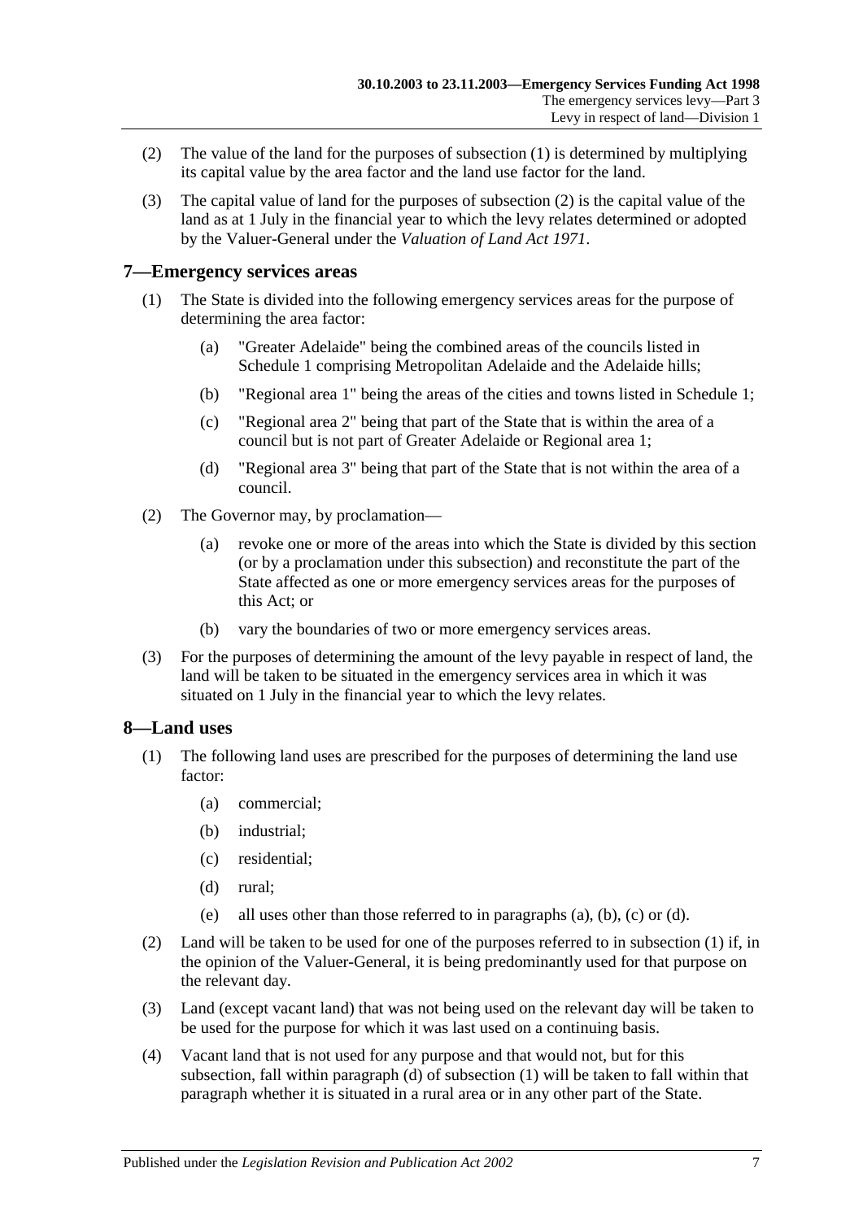(2) The value of the land for the purposes of subsection (1) is determined by multiplying its capital value by the area factor and the land use factor for the land.

(3) The capital value of land for the purposes of subsection (2) is the capital value of the land as at 1 July in the financial year to which the levy relates determined or adopted by the Valuer-General under the *Valuation of Land Act 1971*.

## 7—Emergency services areas

(1) The State is divided into the following emergency services areas for the purpose of determining the area factor:

(a) "Greater Adelaide" being the combined areas of the councils listed in Schedule 1 comprising Metropolitan Adelaide and the Adelaide hills;

(b) "Regional area 1" being the areas of the cities and towns listed in Schedule 1;

(c) "Regional area 2" being that part of the State that is within the area of a council but is not part of Greater Adelaide or Regional area 1;

(d) "Regional area 3" being that part of the State that is not within the area of a council.

(2) The Governor may, by proclamation—

(a) revoke one or more of the areas into which the State is divided by this section (or by a proclamation under this subsection) and reconstitute the part of the State affected as one or more emergency services areas for the purposes of this Act; or

(b) vary the boundaries of two or more emergency services areas.

(3) For the purposes of determining the amount of the levy payable in respect of land, the land will be taken to be situated in the emergency services area in which it was situated on 1 July in the financial year to which the levy relates.

## 8—Land uses

(1) The following land uses are prescribed for the purposes of determining the land use factor:

(a) commercial;

(b) industrial;

(c) residential;

(d) rural;

(e) all uses other than those referred to in paragraphs (a), (b), (c) or (d).

(2) Land will be taken to be used for one of the purposes referred to in subsection (1) if, in the opinion of the Valuer-General, it is being predominantly used for that purpose on the relevant day.

(3) Land (except vacant land) that was not being used on the relevant day will be taken to be used for the purpose for which it was last used on a continuing basis.

(4) Vacant land that is not used for any purpose and that would not, but for this subsection, fall within paragraph (d) of subsection (1) will be taken to fall within that paragraph whether it is situated in a rural area or in any other part of the State.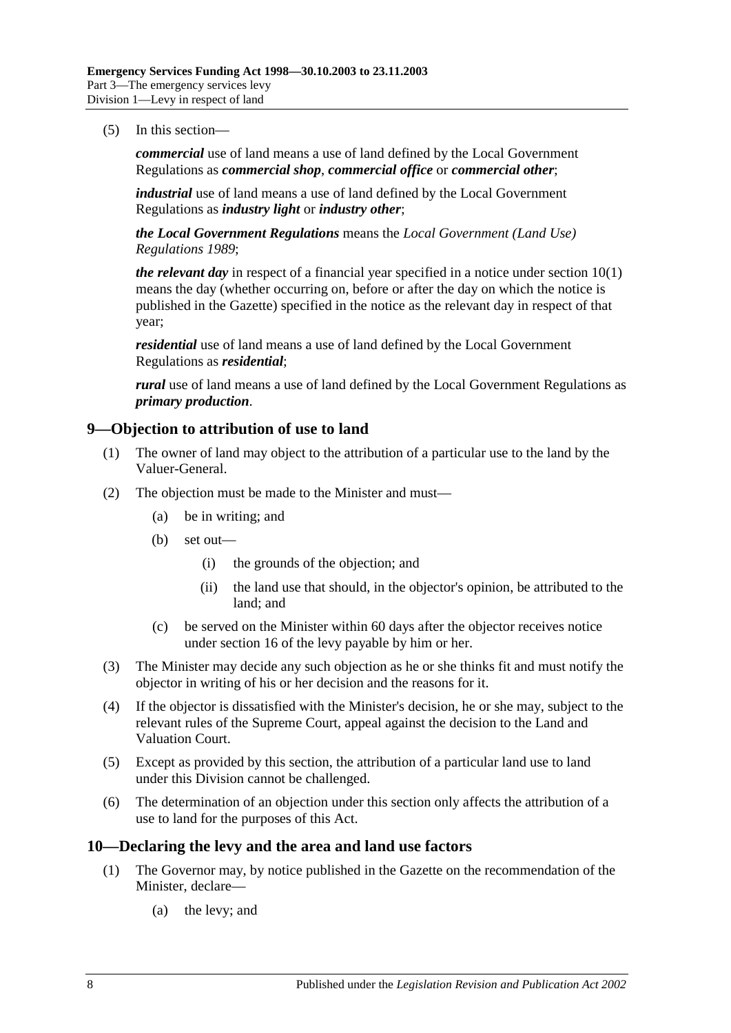(5) In this section—

***commercial*** use of land means a use of land defined by the Local Government Regulations as ***commercial shop***, ***commercial office*** or ***commercial other***;

***industrial*** use of land means a use of land defined by the Local Government Regulations as ***industry light*** or ***industry other***;

***the Local Government Regulations*** means the *Local Government (Land Use) Regulations 1989*;

***the relevant day*** in respect of a financial year specified in a notice under section 10(1) means the day (whether occurring on, before or after the day on which the notice is published in the Gazette) specified in the notice as the relevant day in respect of that year;

***residential*** use of land means a use of land defined by the Local Government Regulations as ***residential***;

***rural*** use of land means a use of land defined by the Local Government Regulations as ***primary production***.

## 9—Objection to attribution of use to land

(1) The owner of land may object to the attribution of a particular use to the land by the Valuer-General.

(2) The objection must be made to the Minister and must—

- (a) be in writing; and
- (b) set out—
  - (i) the grounds of the objection; and
  - (ii) the land use that should, in the objector's opinion, be attributed to the land; and
- (c) be served on the Minister within 60 days after the objector receives notice under section 16 of the levy payable by him or her.

(3) The Minister may decide any such objection as he or she thinks fit and must notify the objector in writing of his or her decision and the reasons for it.

(4) If the objector is dissatisfied with the Minister's decision, he or she may, subject to the relevant rules of the Supreme Court, appeal against the decision to the Land and Valuation Court.

(5) Except as provided by this section, the attribution of a particular land use to land under this Division cannot be challenged.

(6) The determination of an objection under this section only affects the attribution of a use to land for the purposes of this Act.

## 10—Declaring the levy and the area and land use factors

(1) The Governor may, by notice published in the Gazette on the recommendation of the Minister, declare—

- (a) the levy; and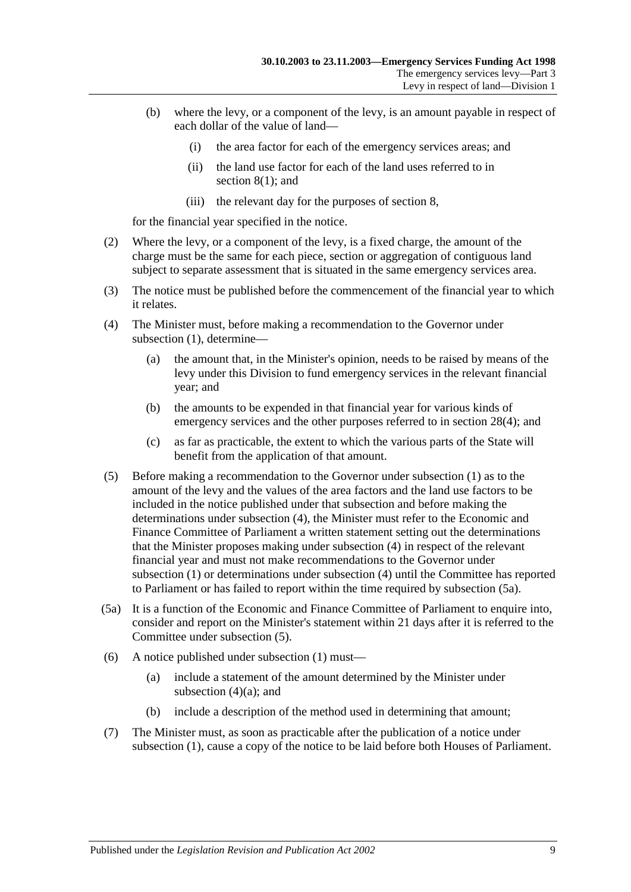(b) where the levy, or a component of the levy, is an amount payable in respect of each dollar of the value of land—

    (i) the area factor for each of the emergency services areas; and

    (ii) the land use factor for each of the land uses referred to in section 8(1); and

    (iii) the relevant day for the purposes of section 8,

for the financial year specified in the notice.

(2) Where the levy, or a component of the levy, is a fixed charge, the amount of the charge must be the same for each piece, section or aggregation of contiguous land subject to separate assessment that is situated in the same emergency services area.

(3) The notice must be published before the commencement of the financial year to which it relates.

(4) The Minister must, before making a recommendation to the Governor under subsection (1), determine—

    (a) the amount that, in the Minister's opinion, needs to be raised by means of the levy under this Division to fund emergency services in the relevant financial year; and

    (b) the amounts to be expended in that financial year for various kinds of emergency services and the other purposes referred to in section 28(4); and

    (c) as far as practicable, the extent to which the various parts of the State will benefit from the application of that amount.

(5) Before making a recommendation to the Governor under subsection (1) as to the amount of the levy and the values of the area factors and the land use factors to be included in the notice published under that subsection and before making the determinations under subsection (4), the Minister must refer to the Economic and Finance Committee of Parliament a written statement setting out the determinations that the Minister proposes making under subsection (4) in respect of the relevant financial year and must not make recommendations to the Governor under subsection (1) or determinations under subsection (4) until the Committee has reported to Parliament or has failed to report within the time required by subsection (5a).

(5a) It is a function of the Economic and Finance Committee of Parliament to enquire into, consider and report on the Minister's statement within 21 days after it is referred to the Committee under subsection (5).

(6) A notice published under subsection (1) must—

    (a) include a statement of the amount determined by the Minister under subsection (4)(a); and

    (b) include a description of the method used in determining that amount;

(7) The Minister must, as soon as practicable after the publication of a notice under subsection (1), cause a copy of the notice to be laid before both Houses of Parliament.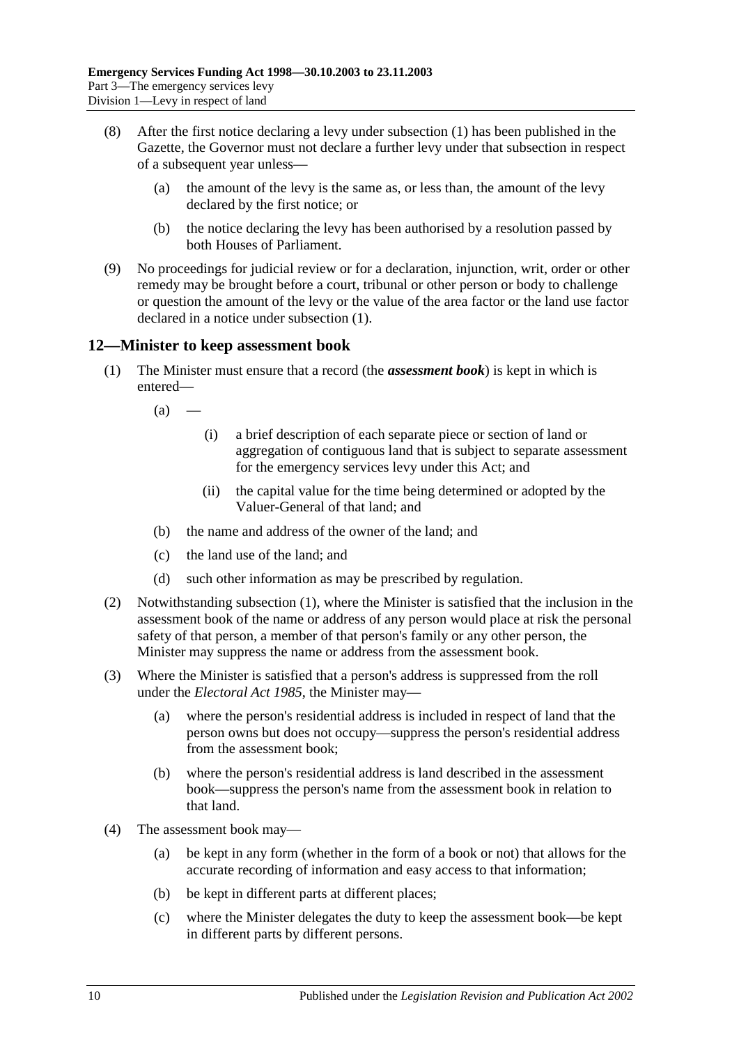(8) After the first notice declaring a levy under subsection (1) has been published in the Gazette, the Governor must not declare a further levy under that subsection in respect of a subsequent year unless—

(a) the amount of the levy is the same as, or less than, the amount of the levy declared by the first notice; or

(b) the notice declaring the levy has been authorised by a resolution passed by both Houses of Parliament.

(9) No proceedings for judicial review or for a declaration, injunction, writ, order or other remedy may be brought before a court, tribunal or other person or body to challenge or question the amount of the levy or the value of the area factor or the land use factor declared in a notice under subsection (1).

## 12—Minister to keep assessment book

(1) The Minister must ensure that a record (the ***assessment book***) is kept in which is entered—

(a) —

(i) a brief description of each separate piece or section of land or aggregation of contiguous land that is subject to separate assessment for the emergency services levy under this Act; and

(ii) the capital value for the time being determined or adopted by the Valuer-General of that land; and

(b) the name and address of the owner of the land; and

(c) the land use of the land; and

(d) such other information as may be prescribed by regulation.

(2) Notwithstanding subsection (1), where the Minister is satisfied that the inclusion in the assessment book of the name or address of any person would place at risk the personal safety of that person, a member of that person's family or any other person, the Minister may suppress the name or address from the assessment book.

(3) Where the Minister is satisfied that a person's address is suppressed from the roll under the *Electoral Act 1985*, the Minister may—

(a) where the person's residential address is included in respect of land that the person owns but does not occupy—suppress the person's residential address from the assessment book;

(b) where the person's residential address is land described in the assessment book—suppress the person's name from the assessment book in relation to that land.

(4) The assessment book may—

(a) be kept in any form (whether in the form of a book or not) that allows for the accurate recording of information and easy access to that information;

(b) be kept in different parts at different places;

(c) where the Minister delegates the duty to keep the assessment book—be kept in different parts by different persons.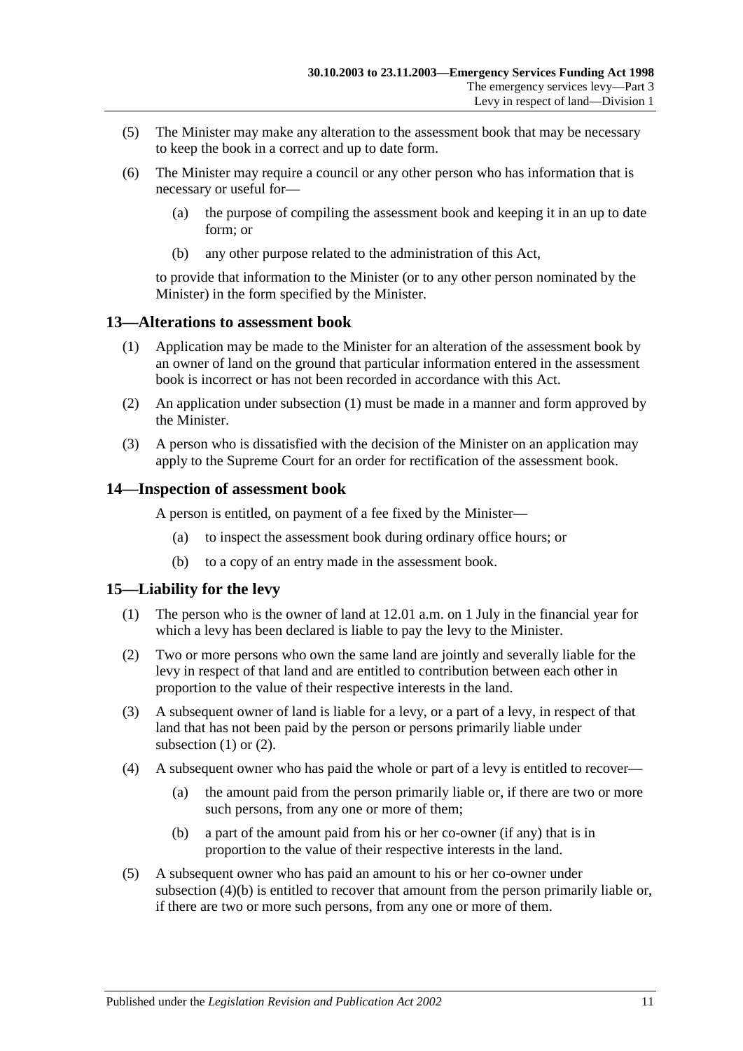(5) The Minister may make any alteration to the assessment book that may be necessary to keep the book in a correct and up to date form.

(6) The Minister may require a council or any other person who has information that is necessary or useful for—

(a) the purpose of compiling the assessment book and keeping it in an up to date form; or

(b) any other purpose related to the administration of this Act,

to provide that information to the Minister (or to any other person nominated by the Minister) in the form specified by the Minister.

## 13—Alterations to assessment book

(1) Application may be made to the Minister for an alteration of the assessment book by an owner of land on the ground that particular information entered in the assessment book is incorrect or has not been recorded in accordance with this Act.

(2) An application under subsection (1) must be made in a manner and form approved by the Minister.

(3) A person who is dissatisfied with the decision of the Minister on an application may apply to the Supreme Court for an order for rectification of the assessment book.

## 14—Inspection of assessment book

A person is entitled, on payment of a fee fixed by the Minister—

(a) to inspect the assessment book during ordinary office hours; or

(b) to a copy of an entry made in the assessment book.

## 15—Liability for the levy

(1) The person who is the owner of land at 12.01 a.m. on 1 July in the financial year for which a levy has been declared is liable to pay the levy to the Minister.

(2) Two or more persons who own the same land are jointly and severally liable for the levy in respect of that land and are entitled to contribution between each other in proportion to the value of their respective interests in the land.

(3) A subsequent owner of land is liable for a levy, or a part of a levy, in respect of that land that has not been paid by the person or persons primarily liable under subsection (1) or (2).

(4) A subsequent owner who has paid the whole or part of a levy is entitled to recover—

(a) the amount paid from the person primarily liable or, if there are two or more such persons, from any one or more of them;

(b) a part of the amount paid from his or her co-owner (if any) that is in proportion to the value of their respective interests in the land.

(5) A subsequent owner who has paid an amount to his or her co-owner under subsection (4)(b) is entitled to recover that amount from the person primarily liable or, if there are two or more such persons, from any one or more of them.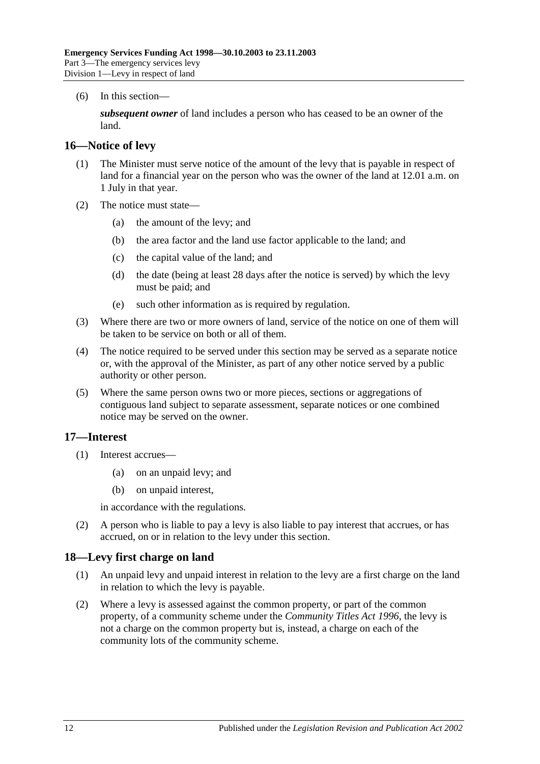(6) In this section—

***subsequent owner*** of land includes a person who has ceased to be an owner of the land.

## 16—Notice of levy

(1) The Minister must serve notice of the amount of the levy that is payable in respect of land for a financial year on the person who was the owner of the land at 12.01 a.m. on 1 July in that year.

(2) The notice must state—

(a) the amount of the levy; and

(b) the area factor and the land use factor applicable to the land; and

(c) the capital value of the land; and

(d) the date (being at least 28 days after the notice is served) by which the levy must be paid; and

(e) such other information as is required by regulation.

(3) Where there are two or more owners of land, service of the notice on one of them will be taken to be service on both or all of them.

(4) The notice required to be served under this section may be served as a separate notice or, with the approval of the Minister, as part of any other notice served by a public authority or other person.

(5) Where the same person owns two or more pieces, sections or aggregations of contiguous land subject to separate assessment, separate notices or one combined notice may be served on the owner.

## 17—Interest

(1) Interest accrues—

(a) on an unpaid levy; and

(b) on unpaid interest,

in accordance with the regulations.

(2) A person who is liable to pay a levy is also liable to pay interest that accrues, or has accrued, on or in relation to the levy under this section.

## 18—Levy first charge on land

(1) An unpaid levy and unpaid interest in relation to the levy are a first charge on the land in relation to which the levy is payable.

(2) Where a levy is assessed against the common property, or part of the common property, of a community scheme under the *Community Titles Act 1996*, the levy is not a charge on the common property but is, instead, a charge on each of the community lots of the community scheme.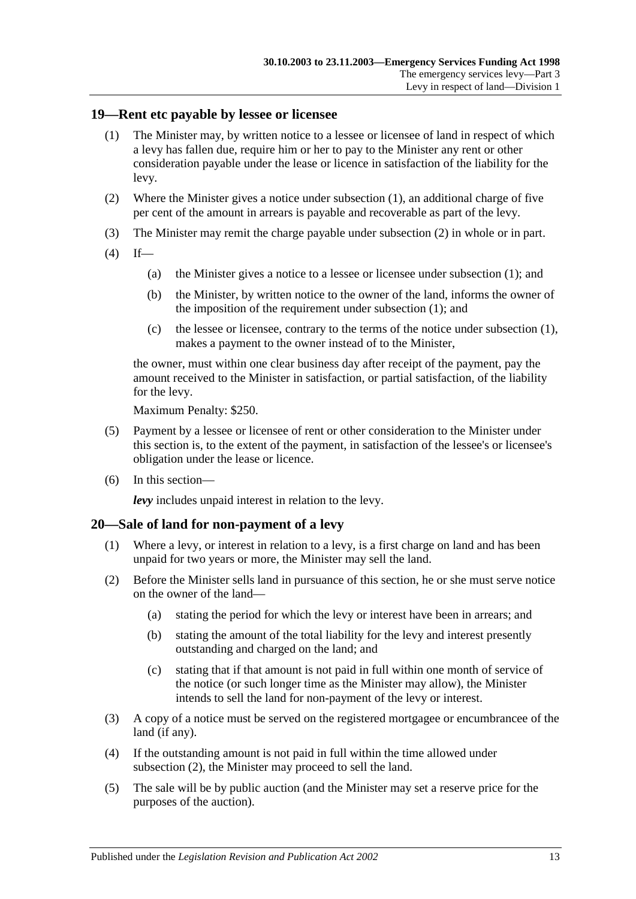## 19—Rent etc payable by lessee or licensee

(1) The Minister may, by written notice to a lessee or licensee of land in respect of which a levy has fallen due, require him or her to pay to the Minister any rent or other consideration payable under the lease or licence in satisfaction of the liability for the levy.

(2) Where the Minister gives a notice under subsection (1), an additional charge of five per cent of the amount in arrears is payable and recoverable as part of the levy.

(3) The Minister may remit the charge payable under subsection (2) in whole or in part.

(4) If—

(a) the Minister gives a notice to a lessee or licensee under subsection (1); and

(b) the Minister, by written notice to the owner of the land, informs the owner of the imposition of the requirement under subsection (1); and

(c) the lessee or licensee, contrary to the terms of the notice under subsection (1), makes a payment to the owner instead of to the Minister,

the owner, must within one clear business day after receipt of the payment, pay the amount received to the Minister in satisfaction, or partial satisfaction, of the liability for the levy.

Maximum Penalty: $250.

(5) Payment by a lessee or licensee of rent or other consideration to the Minister under this section is, to the extent of the payment, in satisfaction of the lessee's or licensee's obligation under the lease or licence.

(6) In this section—

***levy*** includes unpaid interest in relation to the levy.

## 20—Sale of land for non-payment of a levy

(1) Where a levy, or interest in relation to a levy, is a first charge on land and has been unpaid for two years or more, the Minister may sell the land.

(2) Before the Minister sells land in pursuance of this section, he or she must serve notice on the owner of the land—

(a) stating the period for which the levy or interest have been in arrears; and

(b) stating the amount of the total liability for the levy and interest presently outstanding and charged on the land; and

(c) stating that if that amount is not paid in full within one month of service of the notice (or such longer time as the Minister may allow), the Minister intends to sell the land for non-payment of the levy or interest.

(3) A copy of a notice must be served on the registered mortgagee or encumbrancee of the land (if any).

(4) If the outstanding amount is not paid in full within the time allowed under subsection (2), the Minister may proceed to sell the land.

(5) The sale will be by public auction (and the Minister may set a reserve price for the purposes of the auction).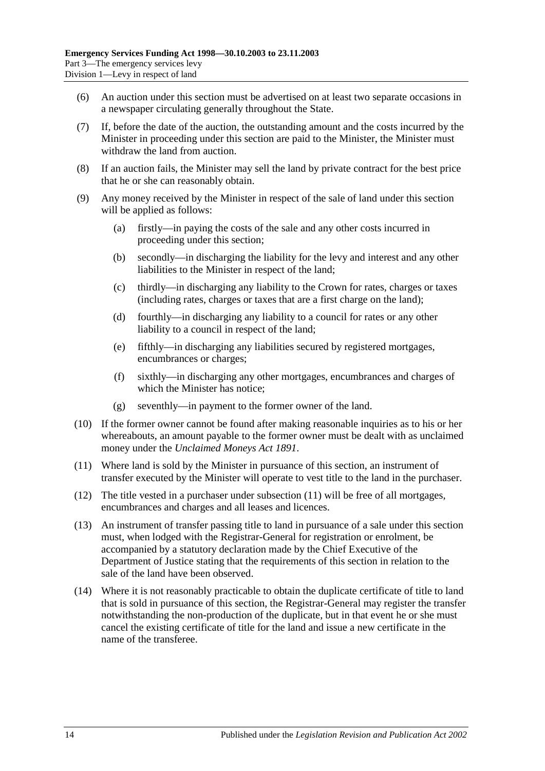(6) An auction under this section must be advertised on at least two separate occasions in a newspaper circulating generally throughout the State.

(7) If, before the date of the auction, the outstanding amount and the costs incurred by the Minister in proceeding under this section are paid to the Minister, the Minister must withdraw the land from auction.

(8) If an auction fails, the Minister may sell the land by private contract for the best price that he or she can reasonably obtain.

(9) Any money received by the Minister in respect of the sale of land under this section will be applied as follows:

(a) firstly—in paying the costs of the sale and any other costs incurred in proceeding under this section;

(b) secondly—in discharging the liability for the levy and interest and any other liabilities to the Minister in respect of the land;

(c) thirdly—in discharging any liability to the Crown for rates, charges or taxes (including rates, charges or taxes that are a first charge on the land);

(d) fourthly—in discharging any liability to a council for rates or any other liability to a council in respect of the land;

(e) fifthly—in discharging any liabilities secured by registered mortgages, encumbrances or charges;

(f) sixthly—in discharging any other mortgages, encumbrances and charges of which the Minister has notice;

(g) seventhly—in payment to the former owner of the land.

(10) If the former owner cannot be found after making reasonable inquiries as to his or her whereabouts, an amount payable to the former owner must be dealt with as unclaimed money under the *Unclaimed Moneys Act 1891*.

(11) Where land is sold by the Minister in pursuance of this section, an instrument of transfer executed by the Minister will operate to vest title to the land in the purchaser.

(12) The title vested in a purchaser under subsection (11) will be free of all mortgages, encumbrances and charges and all leases and licences.

(13) An instrument of transfer passing title to land in pursuance of a sale under this section must, when lodged with the Registrar-General for registration or enrolment, be accompanied by a statutory declaration made by the Chief Executive of the Department of Justice stating that the requirements of this section in relation to the sale of the land have been observed.

(14) Where it is not reasonably practicable to obtain the duplicate certificate of title to land that is sold in pursuance of this section, the Registrar-General may register the transfer notwithstanding the non-production of the duplicate, but in that event he or she must cancel the existing certificate of title for the land and issue a new certificate in the name of the transferee.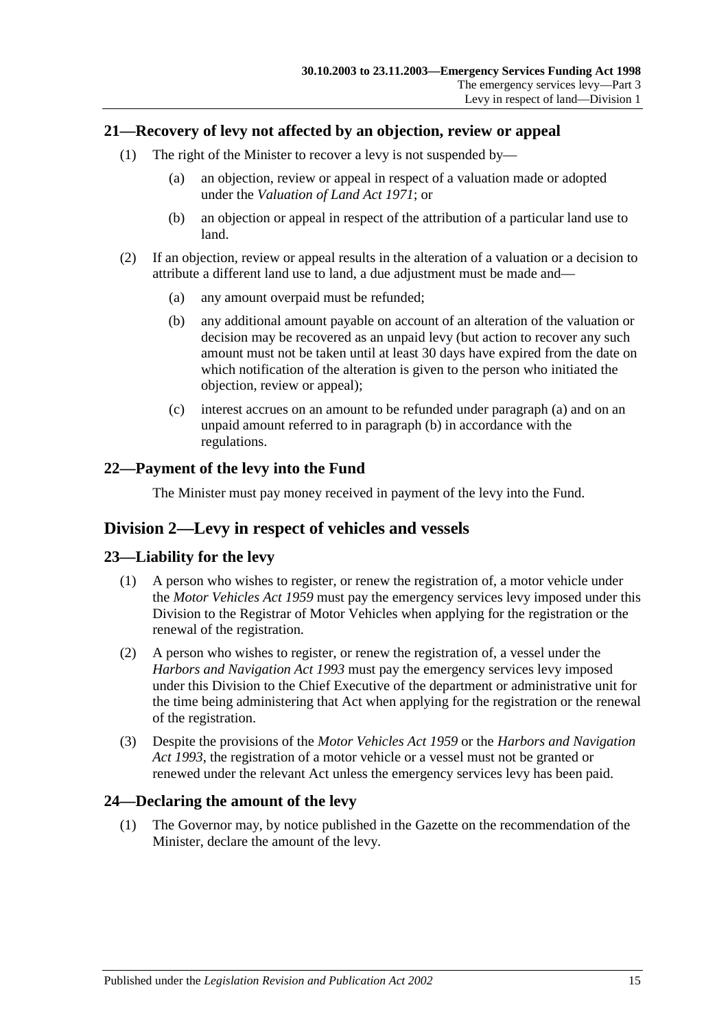## 21—Recovery of levy not affected by an objection, review or appeal

(1) The right of the Minister to recover a levy is not suspended by—

(a) an objection, review or appeal in respect of a valuation made or adopted under the *Valuation of Land Act 1971*; or

(b) an objection or appeal in respect of the attribution of a particular land use to land.

(2) If an objection, review or appeal results in the alteration of a valuation or a decision to attribute a different land use to land, a due adjustment must be made and—

(a) any amount overpaid must be refunded;

(b) any additional amount payable on account of an alteration of the valuation or decision may be recovered as an unpaid levy (but action to recover any such amount must not be taken until at least 30 days have expired from the date on which notification of the alteration is given to the person who initiated the objection, review or appeal);

(c) interest accrues on an amount to be refunded under paragraph (a) and on an unpaid amount referred to in paragraph (b) in accordance with the regulations.

## 22—Payment of the levy into the Fund

The Minister must pay money received in payment of the levy into the Fund.

# Division 2—Levy in respect of vehicles and vessels

## 23—Liability for the levy

(1) A person who wishes to register, or renew the registration of, a motor vehicle under the *Motor Vehicles Act 1959* must pay the emergency services levy imposed under this Division to the Registrar of Motor Vehicles when applying for the registration or the renewal of the registration.

(2) A person who wishes to register, or renew the registration of, a vessel under the *Harbors and Navigation Act 1993* must pay the emergency services levy imposed under this Division to the Chief Executive of the department or administrative unit for the time being administering that Act when applying for the registration or the renewal of the registration.

(3) Despite the provisions of the *Motor Vehicles Act 1959* or the *Harbors and Navigation Act 1993*, the registration of a motor vehicle or a vessel must not be granted or renewed under the relevant Act unless the emergency services levy has been paid.

## 24—Declaring the amount of the levy

(1) The Governor may, by notice published in the Gazette on the recommendation of the Minister, declare the amount of the levy.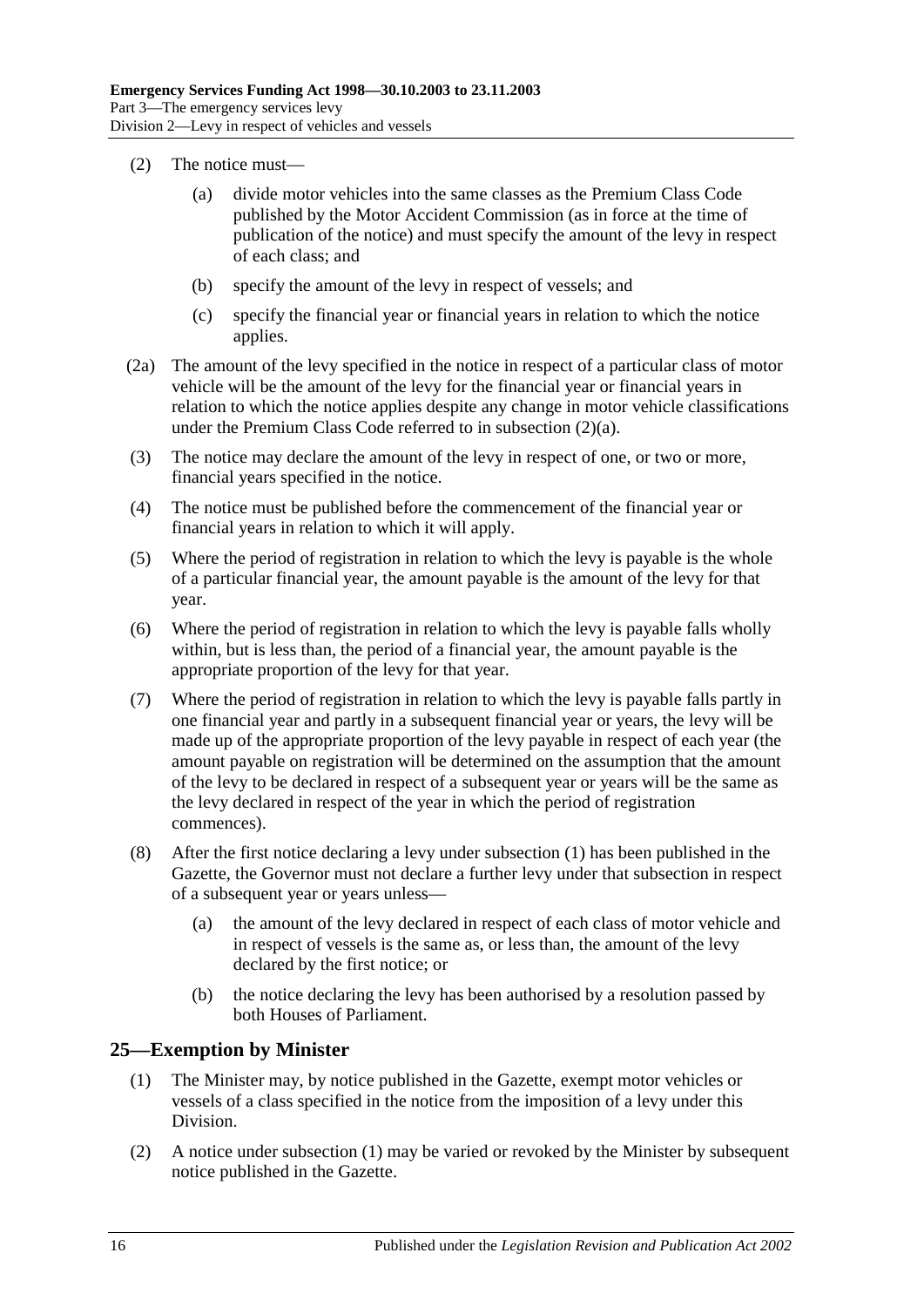(2) The notice must—

(a) divide motor vehicles into the same classes as the Premium Class Code published by the Motor Accident Commission (as in force at the time of publication of the notice) and must specify the amount of the levy in respect of each class; and

(b) specify the amount of the levy in respect of vessels; and

(c) specify the financial year or financial years in relation to which the notice applies.

(2a) The amount of the levy specified in the notice in respect of a particular class of motor vehicle will be the amount of the levy for the financial year or financial years in relation to which the notice applies despite any change in motor vehicle classifications under the Premium Class Code referred to in subsection (2)(a).

(3) The notice may declare the amount of the levy in respect of one, or two or more, financial years specified in the notice.

(4) The notice must be published before the commencement of the financial year or financial years in relation to which it will apply.

(5) Where the period of registration in relation to which the levy is payable is the whole of a particular financial year, the amount payable is the amount of the levy for that year.

(6) Where the period of registration in relation to which the levy is payable falls wholly within, but is less than, the period of a financial year, the amount payable is the appropriate proportion of the levy for that year.

(7) Where the period of registration in relation to which the levy is payable falls partly in one financial year and partly in a subsequent financial year or years, the levy will be made up of the appropriate proportion of the levy payable in respect of each year (the amount payable on registration will be determined on the assumption that the amount of the levy to be declared in respect of a subsequent year or years will be the same as the levy declared in respect of the year in which the period of registration commences).

(8) After the first notice declaring a levy under subsection (1) has been published in the Gazette, the Governor must not declare a further levy under that subsection in respect of a subsequent year or years unless—

(a) the amount of the levy declared in respect of each class of motor vehicle and in respect of vessels is the same as, or less than, the amount of the levy declared by the first notice; or

(b) the notice declaring the levy has been authorised by a resolution passed by both Houses of Parliament.

## 25—Exemption by Minister

(1) The Minister may, by notice published in the Gazette, exempt motor vehicles or vessels of a class specified in the notice from the imposition of a levy under this Division.

(2) A notice under subsection (1) may be varied or revoked by the Minister by subsequent notice published in the Gazette.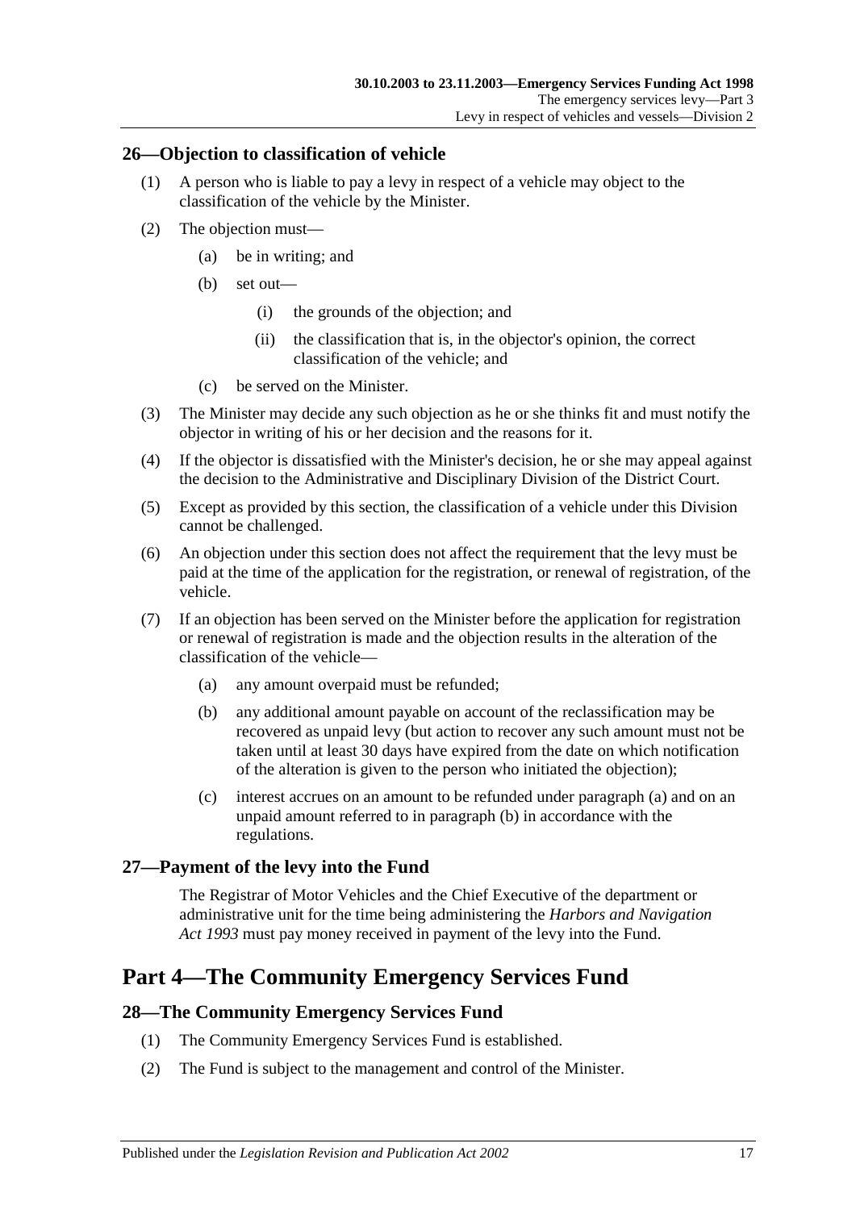## 26—Objection to classification of vehicle

(1) A person who is liable to pay a levy in respect of a vehicle may object to the classification of the vehicle by the Minister.

(2) The objection must—

(a) be in writing; and

(b) set out—

(i) the grounds of the objection; and

(ii) the classification that is, in the objector's opinion, the correct classification of the vehicle; and

(c) be served on the Minister.

(3) The Minister may decide any such objection as he or she thinks fit and must notify the objector in writing of his or her decision and the reasons for it.

(4) If the objector is dissatisfied with the Minister's decision, he or she may appeal against the decision to the Administrative and Disciplinary Division of the District Court.

(5) Except as provided by this section, the classification of a vehicle under this Division cannot be challenged.

(6) An objection under this section does not affect the requirement that the levy must be paid at the time of the application for the registration, or renewal of registration, of the vehicle.

(7) If an objection has been served on the Minister before the application for registration or renewal of registration is made and the objection results in the alteration of the classification of the vehicle—

(a) any amount overpaid must be refunded;

(b) any additional amount payable on account of the reclassification may be recovered as unpaid levy (but action to recover any such amount must not be taken until at least 30 days have expired from the date on which notification of the alteration is given to the person who initiated the objection);

(c) interest accrues on an amount to be refunded under paragraph (a) and on an unpaid amount referred to in paragraph (b) in accordance with the regulations.

## 27—Payment of the levy into the Fund

The Registrar of Motor Vehicles and the Chief Executive of the department or administrative unit for the time being administering the *Harbors and Navigation Act 1993* must pay money received in payment of the levy into the Fund.

# Part 4—The Community Emergency Services Fund

## 28—The Community Emergency Services Fund

(1) The Community Emergency Services Fund is established.

(2) The Fund is subject to the management and control of the Minister.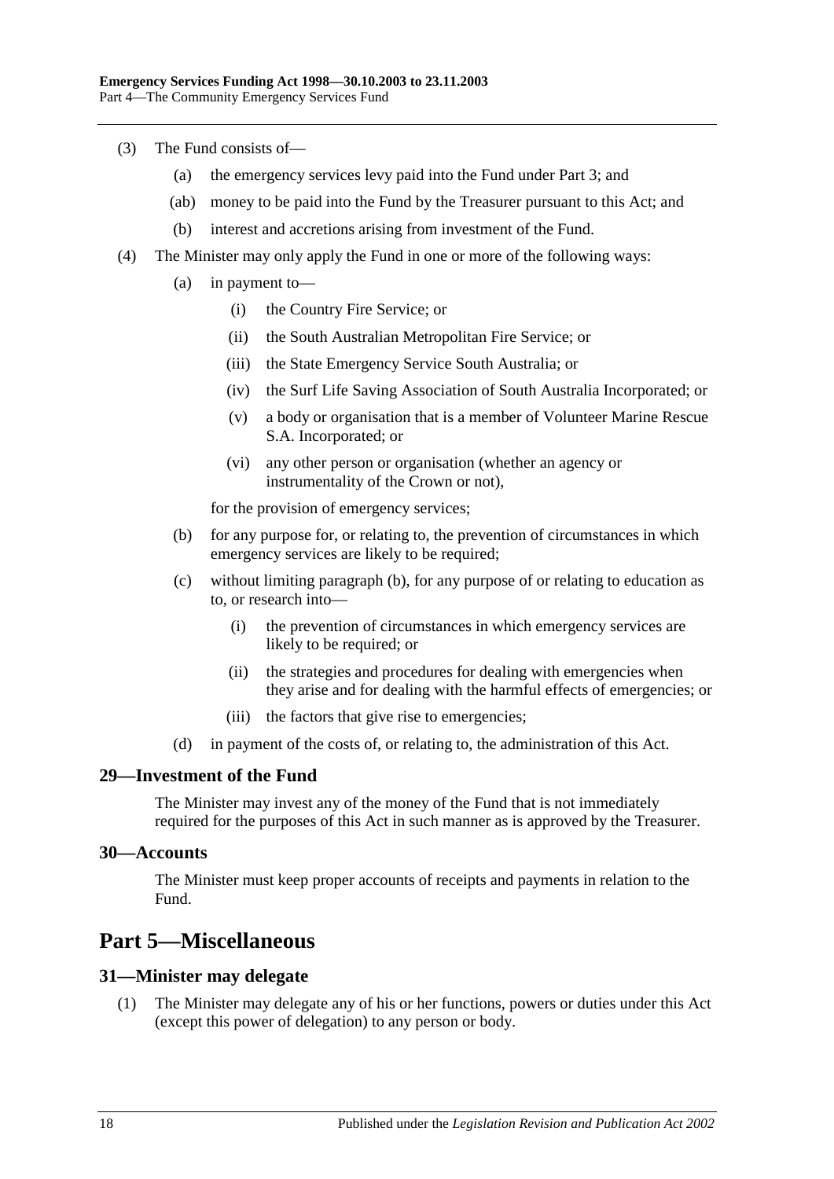(3) The Fund consists of—

(a) the emergency services levy paid into the Fund under Part 3; and

(ab) money to be paid into the Fund by the Treasurer pursuant to this Act; and

(b) interest and accretions arising from investment of the Fund.

(4) The Minister may only apply the Fund in one or more of the following ways:

(a) in payment to—

(i) the Country Fire Service; or

(ii) the South Australian Metropolitan Fire Service; or

(iii) the State Emergency Service South Australia; or

(iv) the Surf Life Saving Association of South Australia Incorporated; or

(v) a body or organisation that is a member of Volunteer Marine Rescue S.A. Incorporated; or

(vi) any other person or organisation (whether an agency or instrumentality of the Crown or not),

for the provision of emergency services;

(b) for any purpose for, or relating to, the prevention of circumstances in which emergency services are likely to be required;

(c) without limiting paragraph (b), for any purpose of or relating to education as to, or research into—

(i) the prevention of circumstances in which emergency services are likely to be required; or

(ii) the strategies and procedures for dealing with emergencies when they arise and for dealing with the harmful effects of emergencies; or

(iii) the factors that give rise to emergencies;

(d) in payment of the costs of, or relating to, the administration of this Act.

## 29—Investment of the Fund

The Minister may invest any of the money of the Fund that is not immediately required for the purposes of this Act in such manner as is approved by the Treasurer.

## 30—Accounts

The Minister must keep proper accounts of receipts and payments in relation to the Fund.

# Part 5—Miscellaneous

## 31—Minister may delegate

(1) The Minister may delegate any of his or her functions, powers or duties under this Act (except this power of delegation) to any person or body.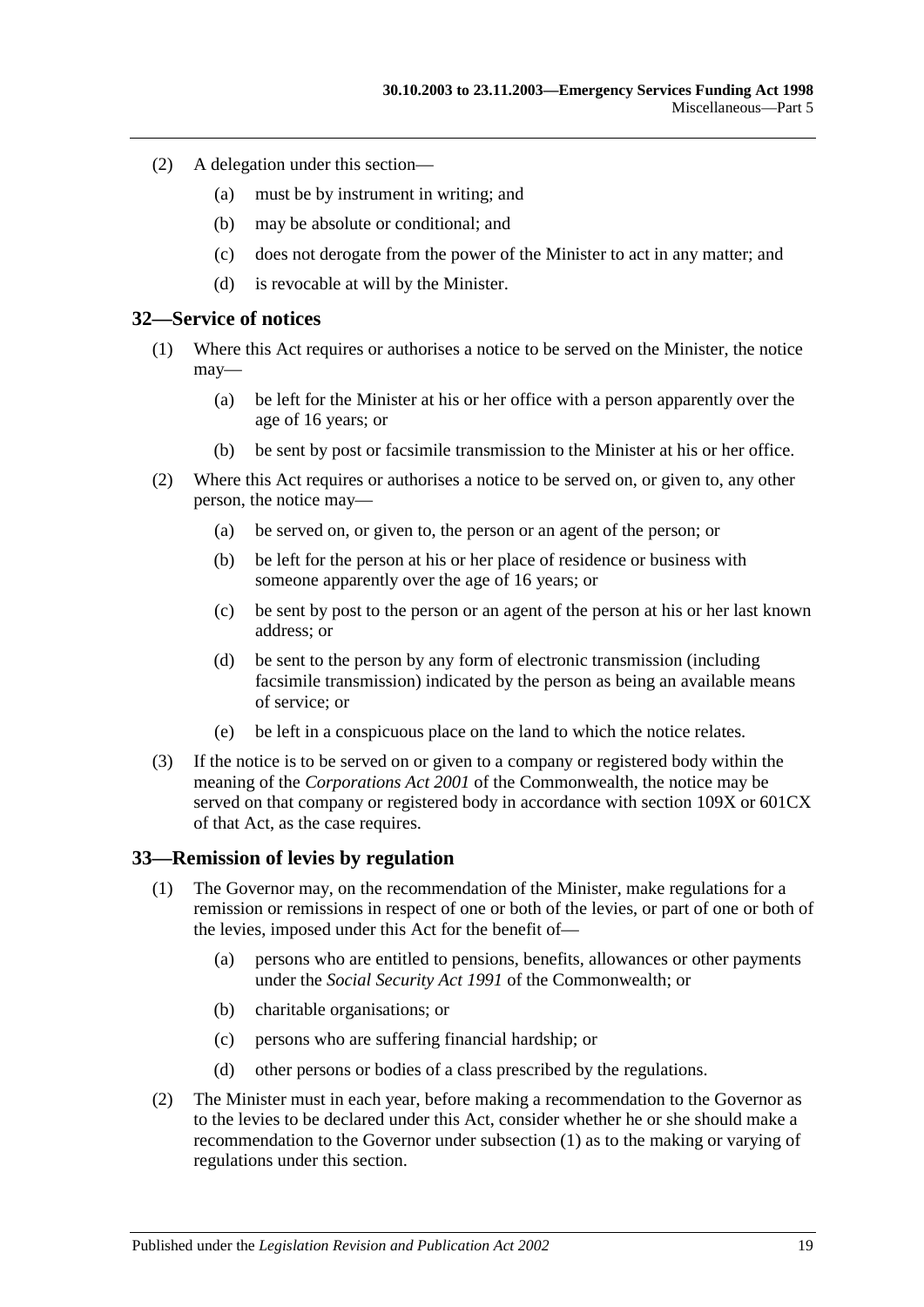(2) A delegation under this section—

(a) must be by instrument in writing; and

(b) may be absolute or conditional; and

(c) does not derogate from the power of the Minister to act in any matter; and

(d) is revocable at will by the Minister.

## 32—Service of notices

(1) Where this Act requires or authorises a notice to be served on the Minister, the notice may—

(a) be left for the Minister at his or her office with a person apparently over the age of 16 years; or

(b) be sent by post or facsimile transmission to the Minister at his or her office.

(2) Where this Act requires or authorises a notice to be served on, or given to, any other person, the notice may—

(a) be served on, or given to, the person or an agent of the person; or

(b) be left for the person at his or her place of residence or business with someone apparently over the age of 16 years; or

(c) be sent by post to the person or an agent of the person at his or her last known address; or

(d) be sent to the person by any form of electronic transmission (including facsimile transmission) indicated by the person as being an available means of service; or

(e) be left in a conspicuous place on the land to which the notice relates.

(3) If the notice is to be served on or given to a company or registered body within the meaning of the *Corporations Act 2001* of the Commonwealth, the notice may be served on that company or registered body in accordance with section 109X or 601CX of that Act, as the case requires.

## 33—Remission of levies by regulation

(1) The Governor may, on the recommendation of the Minister, make regulations for a remission or remissions in respect of one or both of the levies, or part of one or both of the levies, imposed under this Act for the benefit of—

(a) persons who are entitled to pensions, benefits, allowances or other payments under the *Social Security Act 1991* of the Commonwealth; or

(b) charitable organisations; or

(c) persons who are suffering financial hardship; or

(d) other persons or bodies of a class prescribed by the regulations.

(2) The Minister must in each year, before making a recommendation to the Governor as to the levies to be declared under this Act, consider whether he or she should make a recommendation to the Governor under subsection (1) as to the making or varying of regulations under this section.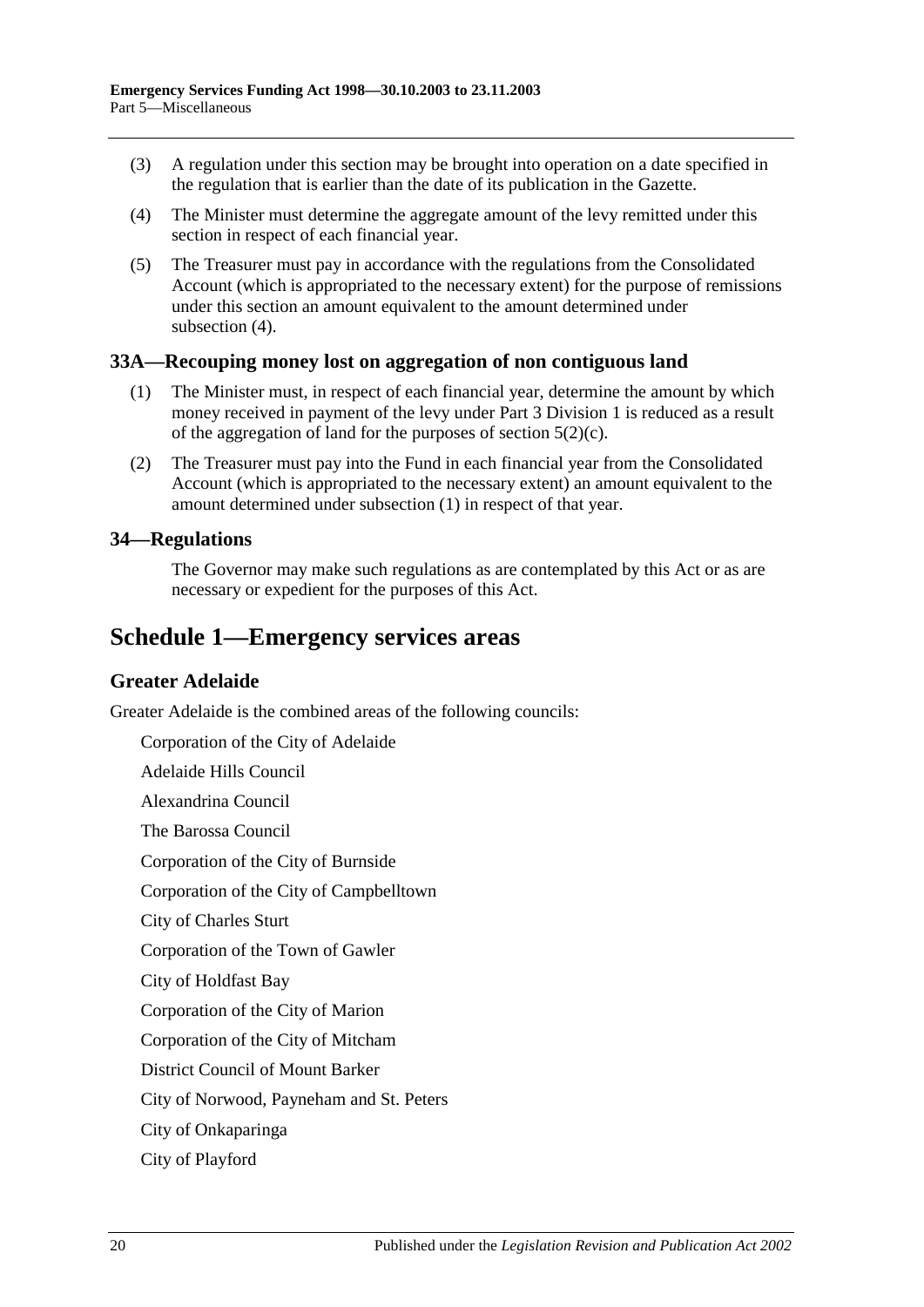(3) A regulation under this section may be brought into operation on a date specified in the regulation that is earlier than the date of its publication in the Gazette.

(4) The Minister must determine the aggregate amount of the levy remitted under this section in respect of each financial year.

(5) The Treasurer must pay in accordance with the regulations from the Consolidated Account (which is appropriated to the necessary extent) for the purpose of remissions under this section an amount equivalent to the amount determined under subsection (4).

### 33A—Recouping money lost on aggregation of non contiguous land

(1) The Minister must, in respect of each financial year, determine the amount by which money received in payment of the levy under Part 3 Division 1 is reduced as a result of the aggregation of land for the purposes of section 5(2)(c).

(2) The Treasurer must pay into the Fund in each financial year from the Consolidated Account (which is appropriated to the necessary extent) an amount equivalent to the amount determined under subsection (1) in respect of that year.

### 34—Regulations

The Governor may make such regulations as are contemplated by this Act or as are necessary or expedient for the purposes of this Act.

## Schedule 1—Emergency services areas

### Greater Adelaide

Greater Adelaide is the combined areas of the following councils:

Corporation of the City of Adelaide

Adelaide Hills Council

Alexandrina Council

The Barossa Council

Corporation of the City of Burnside

Corporation of the City of Campbelltown

City of Charles Sturt

Corporation of the Town of Gawler

City of Holdfast Bay

Corporation of the City of Marion

Corporation of the City of Mitcham

District Council of Mount Barker

City of Norwood, Payneham and St. Peters

City of Onkaparinga

City of Playford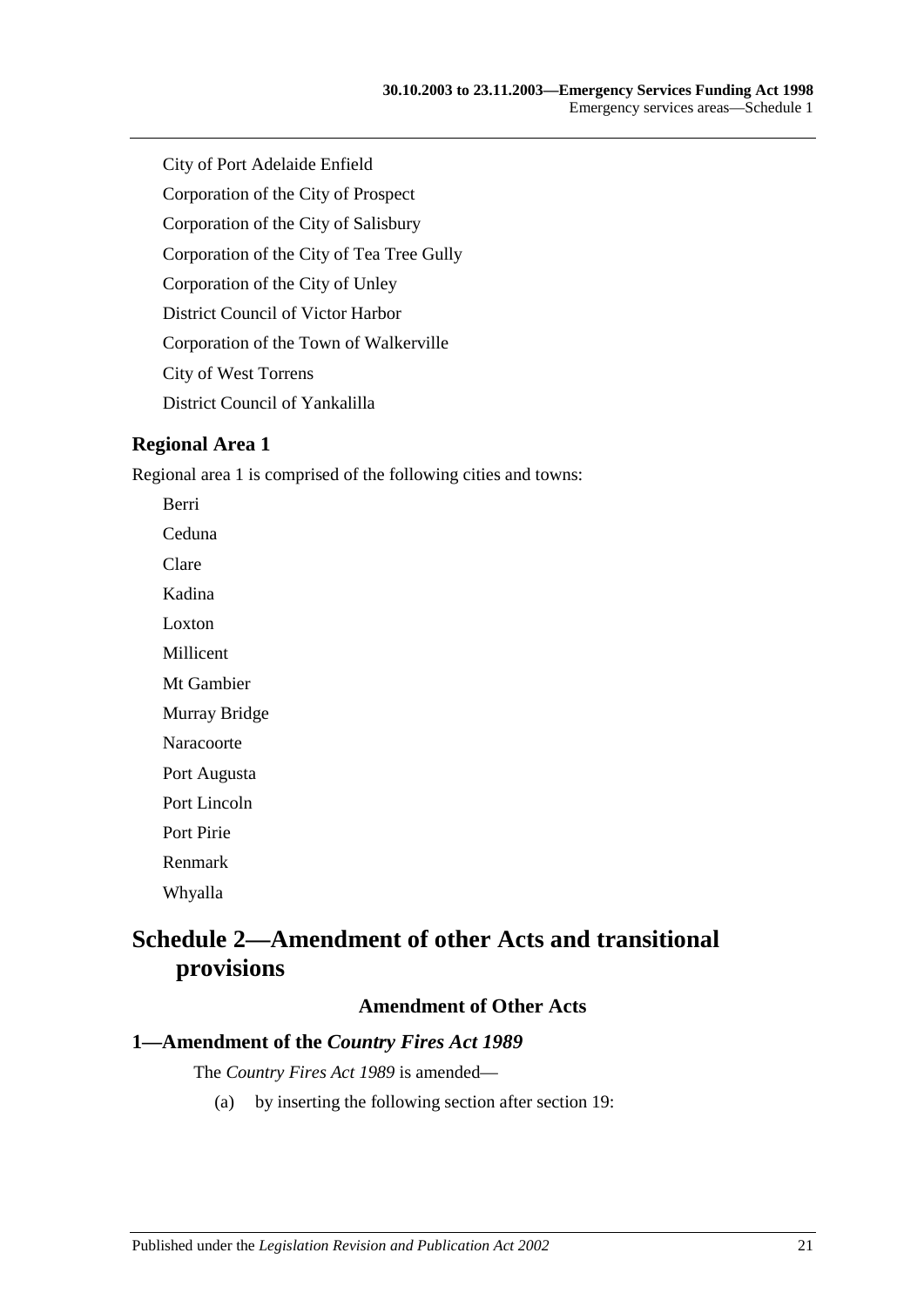City of Port Adelaide Enfield

Corporation of the City of Prospect

Corporation of the City of Salisbury

Corporation of the City of Tea Tree Gully

Corporation of the City of Unley

District Council of Victor Harbor

Corporation of the Town of Walkerville

City of West Torrens

District Council of Yankalilla

### Regional Area 1

Regional area 1 is comprised of the following cities and towns:

Berri

Ceduna

Clare

Kadina

Loxton

Millicent

Mt Gambier

Murray Bridge

Naracoorte

Port Augusta

Port Lincoln

Port Pirie

Renmark

Whyalla

## Schedule 2—Amendment of other Acts and transitional provisions

#### Amendment of Other Acts

### 1—Amendment of the *Country Fires Act 1989*

The *Country Fires Act 1989* is amended—

(a) by inserting the following section after section 19: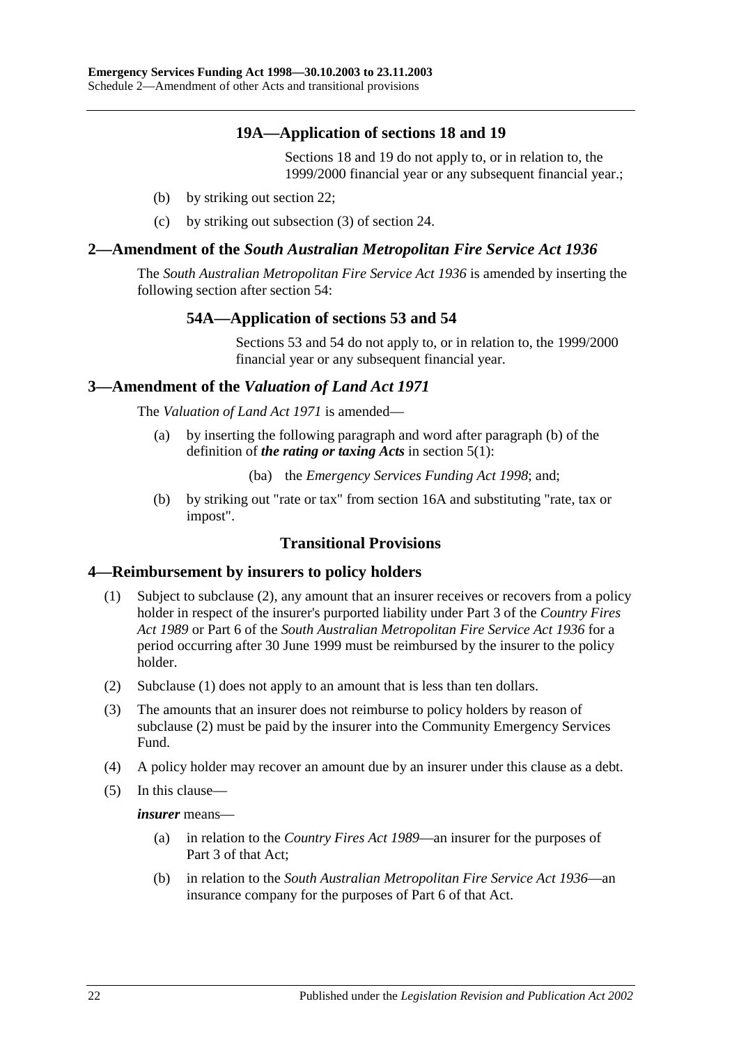### 19A—Application of sections 18 and 19

Sections 18 and 19 do not apply to, or in relation to, the 1999/2000 financial year or any subsequent financial year.;

(b) by striking out section 22;

(c) by striking out subsection (3) of section 24.

## 2—Amendment of the *South Australian Metropolitan Fire Service Act 1936*

The *South Australian Metropolitan Fire Service Act 1936* is amended by inserting the following section after section 54:

### 54A—Application of sections 53 and 54

Sections 53 and 54 do not apply to, or in relation to, the 1999/2000 financial year or any subsequent financial year.

## 3—Amendment of the *Valuation of Land Act 1971*

The *Valuation of Land Act 1971* is amended—

(a) by inserting the following paragraph and word after paragraph (b) of the definition of ***the rating or taxing Acts*** in section 5(1):

(ba) the *Emergency Services Funding Act 1998*; and;

(b) by striking out "rate or tax" from section 16A and substituting "rate, tax or impost".

## Transitional Provisions

## 4—Reimbursement by insurers to policy holders

(1) Subject to subclause (2), any amount that an insurer receives or recovers from a policy holder in respect of the insurer's purported liability under Part 3 of the *Country Fires Act 1989* or Part 6 of the *South Australian Metropolitan Fire Service Act 1936* for a period occurring after 30 June 1999 must be reimbursed by the insurer to the policy holder.

(2) Subclause (1) does not apply to an amount that is less than ten dollars.

(3) The amounts that an insurer does not reimburse to policy holders by reason of subclause (2) must be paid by the insurer into the Community Emergency Services Fund.

(4) A policy holder may recover an amount due by an insurer under this clause as a debt.

(5) In this clause—

***insurer*** means—

(a) in relation to the *Country Fires Act 1989*—an insurer for the purposes of Part 3 of that Act;

(b) in relation to the *South Australian Metropolitan Fire Service Act 1936*—an insurance company for the purposes of Part 6 of that Act.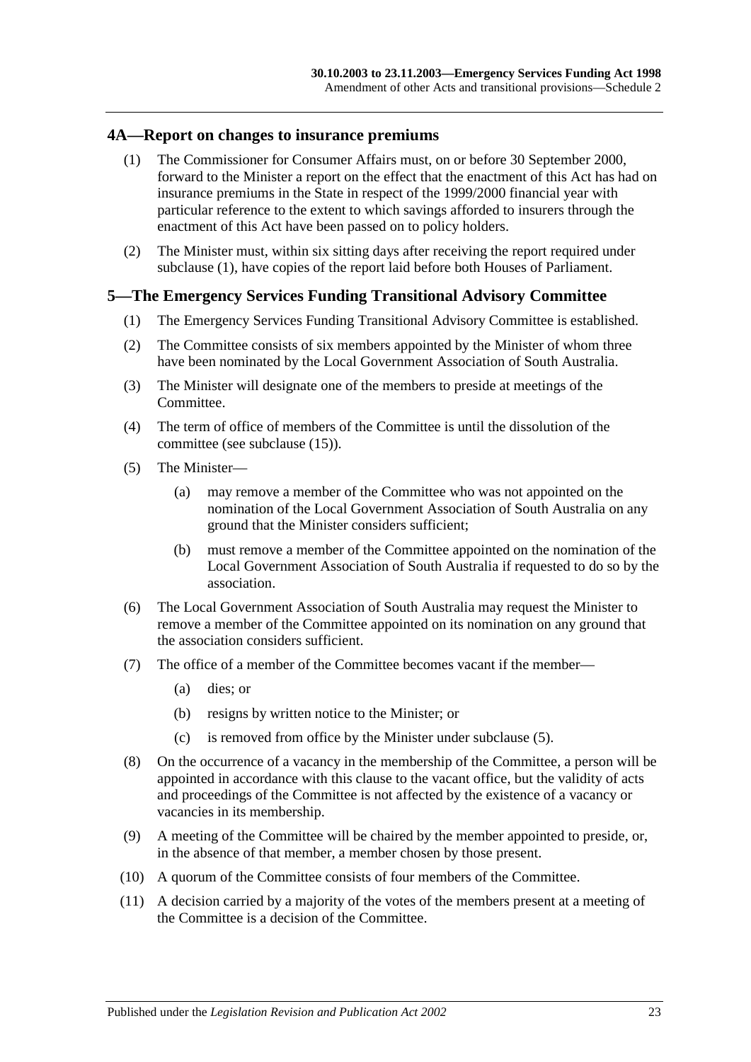## 4A—Report on changes to insurance premiums

(1) The Commissioner for Consumer Affairs must, on or before 30 September 2000, forward to the Minister a report on the effect that the enactment of this Act has had on insurance premiums in the State in respect of the 1999/2000 financial year with particular reference to the extent to which savings afforded to insurers through the enactment of this Act have been passed on to policy holders.

(2) The Minister must, within six sitting days after receiving the report required under subclause (1), have copies of the report laid before both Houses of Parliament.

## 5—The Emergency Services Funding Transitional Advisory Committee

(1) The Emergency Services Funding Transitional Advisory Committee is established.

(2) The Committee consists of six members appointed by the Minister of whom three have been nominated by the Local Government Association of South Australia.

(3) The Minister will designate one of the members to preside at meetings of the Committee.

(4) The term of office of members of the Committee is until the dissolution of the committee (see subclause (15)).

(5) The Minister—

(a) may remove a member of the Committee who was not appointed on the nomination of the Local Government Association of South Australia on any ground that the Minister considers sufficient;

(b) must remove a member of the Committee appointed on the nomination of the Local Government Association of South Australia if requested to do so by the association.

(6) The Local Government Association of South Australia may request the Minister to remove a member of the Committee appointed on its nomination on any ground that the association considers sufficient.

(7) The office of a member of the Committee becomes vacant if the member—

(a) dies; or

(b) resigns by written notice to the Minister; or

(c) is removed from office by the Minister under subclause (5).

(8) On the occurrence of a vacancy in the membership of the Committee, a person will be appointed in accordance with this clause to the vacant office, but the validity of acts and proceedings of the Committee is not affected by the existence of a vacancy or vacancies in its membership.

(9) A meeting of the Committee will be chaired by the member appointed to preside, or, in the absence of that member, a member chosen by those present.

(10) A quorum of the Committee consists of four members of the Committee.

(11) A decision carried by a majority of the votes of the members present at a meeting of the Committee is a decision of the Committee.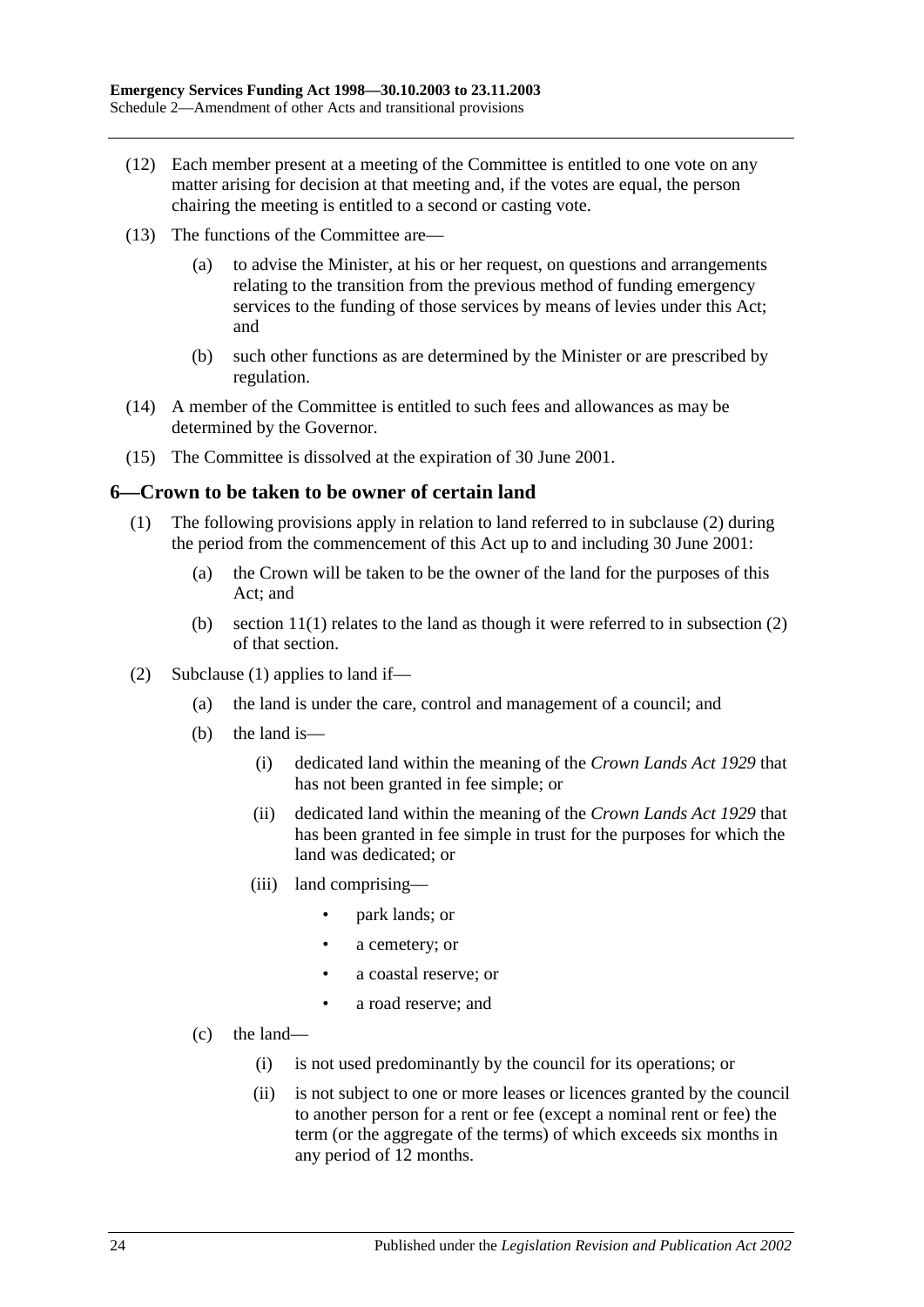(12) Each member present at a meeting of the Committee is entitled to one vote on any matter arising for decision at that meeting and, if the votes are equal, the person chairing the meeting is entitled to a second or casting vote.

(13) The functions of the Committee are—

  (a) to advise the Minister, at his or her request, on questions and arrangements relating to the transition from the previous method of funding emergency services to the funding of those services by means of levies under this Act; and

  (b) such other functions as are determined by the Minister or are prescribed by regulation.

(14) A member of the Committee is entitled to such fees and allowances as may be determined by the Governor.

(15) The Committee is dissolved at the expiration of 30 June 2001.

## 6—Crown to be taken to be owner of certain land

(1) The following provisions apply in relation to land referred to in subclause (2) during the period from the commencement of this Act up to and including 30 June 2001:

  (a) the Crown will be taken to be the owner of the land for the purposes of this Act; and

  (b) section 11(1) relates to the land as though it were referred to in subsection (2) of that section.

(2) Subclause (1) applies to land if—

  (a) the land is under the care, control and management of a council; and

  (b) the land is—

    (i) dedicated land within the meaning of the *Crown Lands Act 1929* that has not been granted in fee simple; or

    (ii) dedicated land within the meaning of the *Crown Lands Act 1929* that has been granted in fee simple in trust for the purposes for which the land was dedicated; or

    (iii) land comprising—

      - park lands; or
      - a cemetery; or
      - a coastal reserve; or
      - a road reserve; and

  (c) the land—

    (i) is not used predominantly by the council for its operations; or

    (ii) is not subject to one or more leases or licences granted by the council to another person for a rent or fee (except a nominal rent or fee) the term (or the aggregate of the terms) of which exceeds six months in any period of 12 months.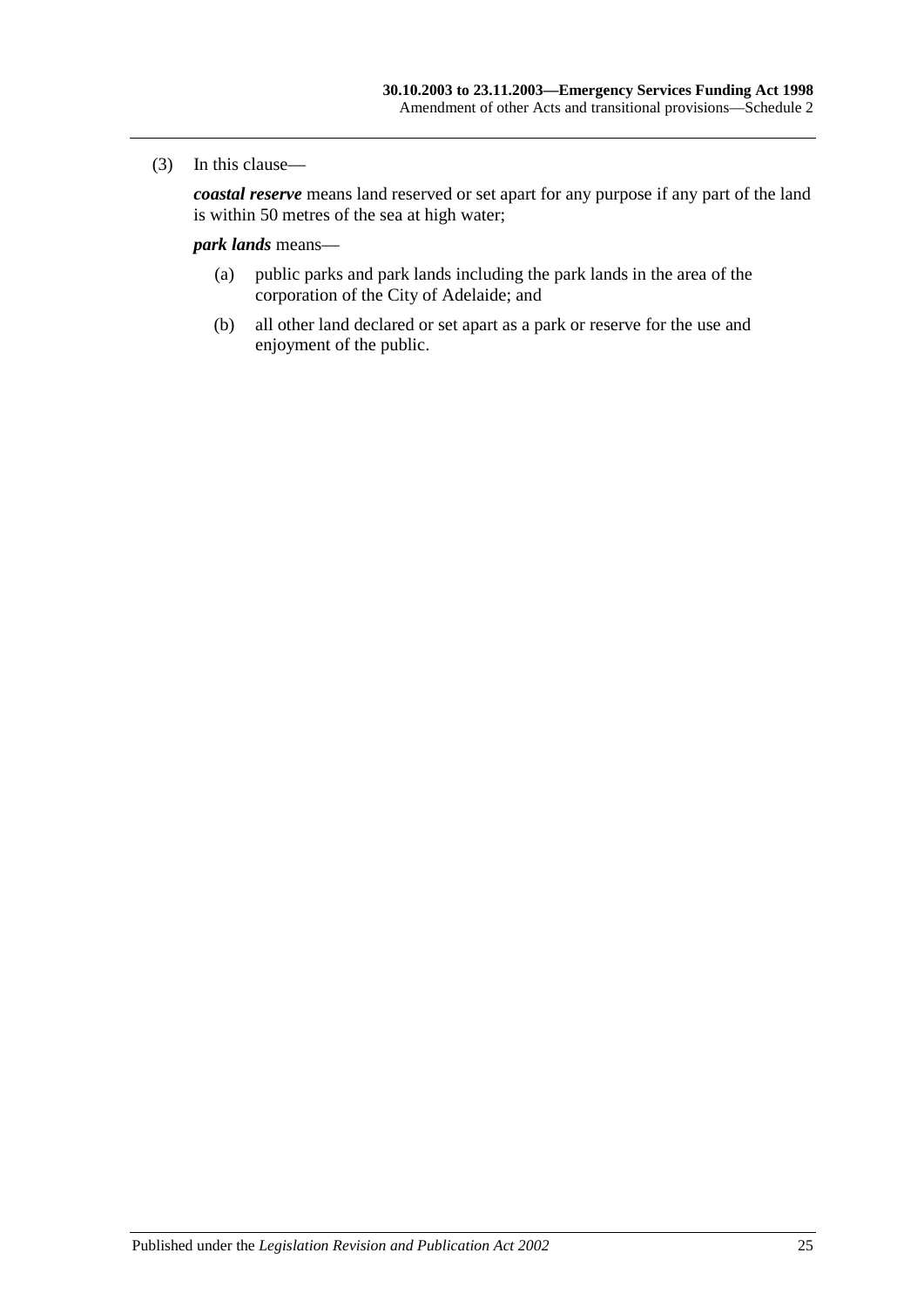(3) In this clause—

***coastal reserve*** means land reserved or set apart for any purpose if any part of the land is within 50 metres of the sea at high water;

***park lands*** means—

- (a) public parks and park lands including the park lands in the area of the corporation of the City of Adelaide; and
- (b) all other land declared or set apart as a park or reserve for the use and enjoyment of the public.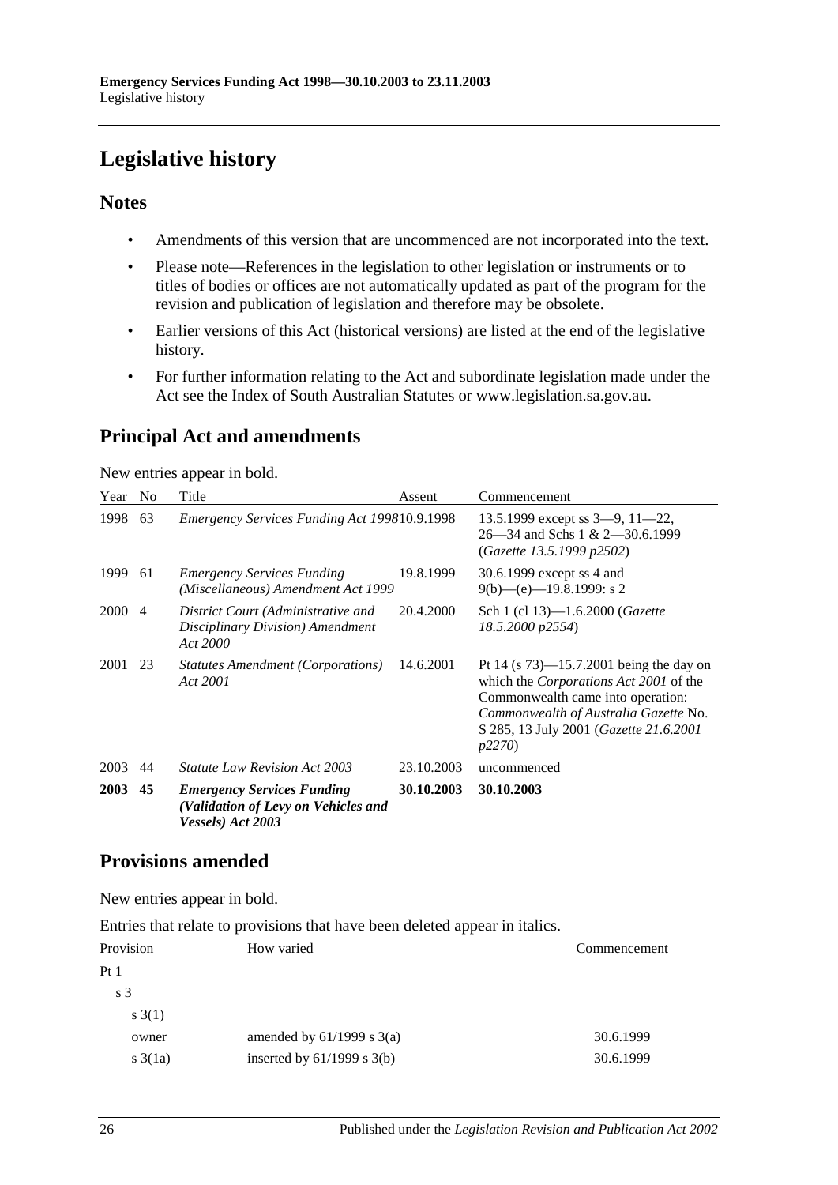# Legislative history

## Notes

- Amendments of this version that are uncommenced are not incorporated into the text.
- Please note—References in the legislation to other legislation or instruments or to titles of bodies or offices are not automatically updated as part of the program for the revision and publication of legislation and therefore may be obsolete.
- Earlier versions of this Act (historical versions) are listed at the end of the legislative history.
- For further information relating to the Act and subordinate legislation made under the Act see the Index of South Australian Statutes or www.legislation.sa.gov.au.

## Principal Act and amendments

New entries appear in bold.

| Year | No | Title | Assent | Commencement |
|---|---|---|---|---|
| 1998 | 63 | *Emergency Services Funding Act 1998* | 10.9.1998 | 13.5.1999 except ss 3—9, 11—22, 26—34 and Schs 1 & 2—30.6.1999 (*Gazette 13.5.1999 p2502*) |
| 1999 | 61 | *Emergency Services Funding (Miscellaneous) Amendment Act 1999* | 19.8.1999 | 30.6.1999 except ss 4 and 9(b)—(e)—19.8.1999: s 2 |
| 2000 | 4 | *District Court (Administrative and Disciplinary Division) Amendment Act 2000* | 20.4.2000 | Sch 1 (cl 13)—1.6.2000 (*Gazette 18.5.2000 p2554*) |
| 2001 | 23 | *Statutes Amendment (Corporations) Act 2001* | 14.6.2001 | Pt 14 (s 73)—15.7.2001 being the day on which the *Corporations Act 2001* of the Commonwealth came into operation: *Commonwealth of Australia Gazette* No. S 285, 13 July 2001 (*Gazette 21.6.2001 p2270*) |
| 2003 | 44 | *Statute Law Revision Act 2003* | 23.10.2003 | uncommenced |
| **2003** | **45** | ***Emergency Services Funding (Validation of Levy on Vehicles and Vessels) Act 2003*** | **30.10.2003** | **30.10.2003** |

## Provisions amended

New entries appear in bold.

Entries that relate to provisions that have been deleted appear in italics.

| Provision | How varied | Commencement |
|---|---|---|
| Pt 1 | | |
| s 3 | | |
| s 3(1) | | |
| owner | amended by 61/1999 s 3(a) | 30.6.1999 |
| s 3(1a) | inserted by 61/1999 s 3(b) | 30.6.1999 |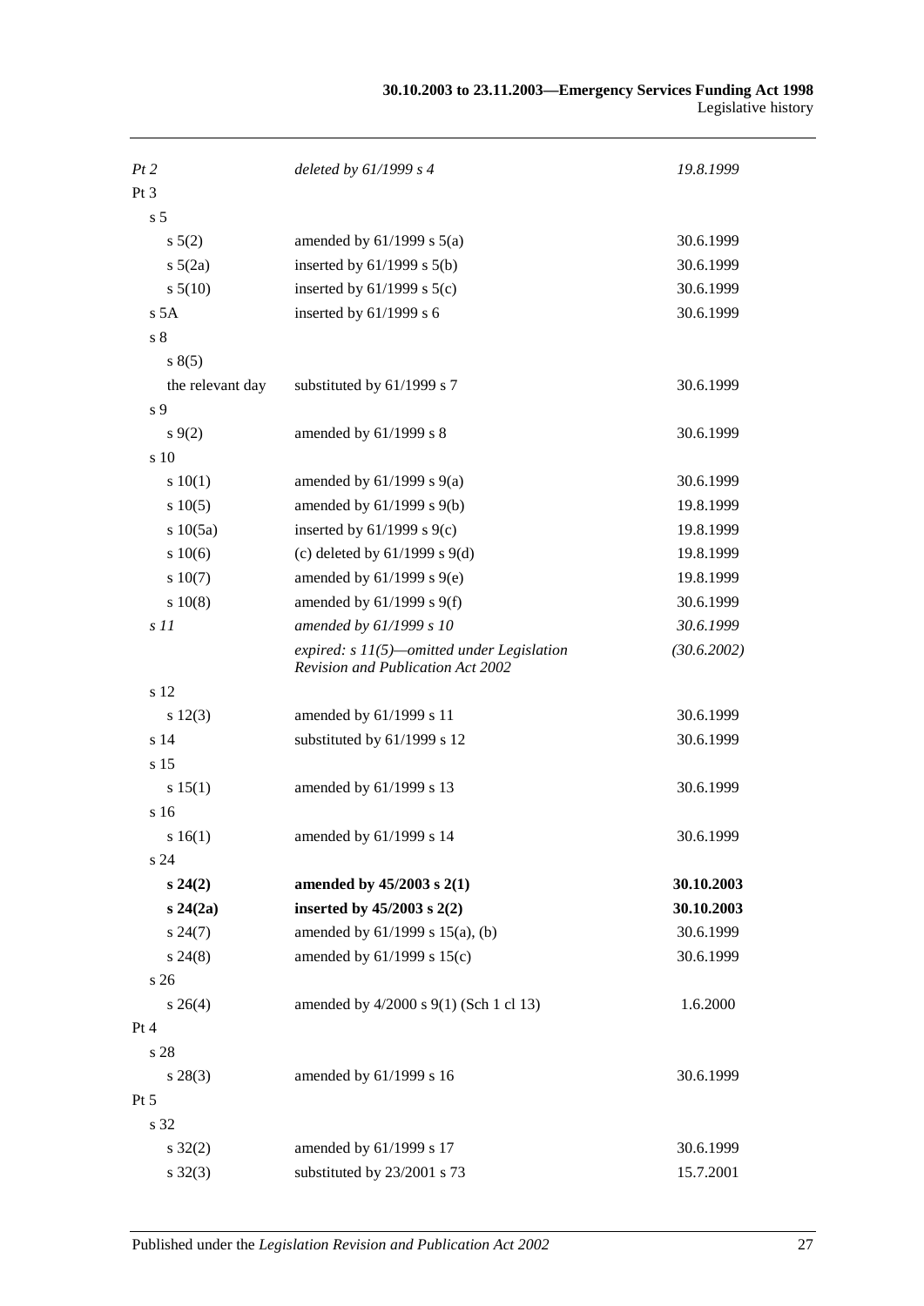| | | |
|---|---|---|
| *Pt 2* | *deleted by 61/1999 s 4* | *19.8.1999* |
| Pt 3 | | |
| s 5 | | |
| s 5(2) | amended by 61/1999 s 5(a) | 30.6.1999 |
| s 5(2a) | inserted by 61/1999 s 5(b) | 30.6.1999 |
| s 5(10) | inserted by 61/1999 s 5(c) | 30.6.1999 |
| s 5A | inserted by 61/1999 s 6 | 30.6.1999 |
| s 8 | | |
| s 8(5) | | |
| the relevant day | substituted by 61/1999 s 7 | 30.6.1999 |
| s 9 | | |
| s 9(2) | amended by 61/1999 s 8 | 30.6.1999 |
| s 10 | | |
| s 10(1) | amended by 61/1999 s 9(a) | 30.6.1999 |
| s 10(5) | amended by 61/1999 s 9(b) | 19.8.1999 |
| s 10(5a) | inserted by 61/1999 s 9(c) | 19.8.1999 |
| s 10(6) | (c) deleted by 61/1999 s 9(d) | 19.8.1999 |
| s 10(7) | amended by 61/1999 s 9(e) | 19.8.1999 |
| s 10(8) | amended by 61/1999 s 9(f) | 30.6.1999 |
| *s 11* | *amended by 61/1999 s 10* | *30.6.1999* |
| | *expired: s 11(5)—omitted under Legislation Revision and Publication Act 2002* | *(30.6.2002)* |
| s 12 | | |
| s 12(3) | amended by 61/1999 s 11 | 30.6.1999 |
| s 14 | substituted by 61/1999 s 12 | 30.6.1999 |
| s 15 | | |
| s 15(1) | amended by 61/1999 s 13 | 30.6.1999 |
| s 16 | | |
| s 16(1) | amended by 61/1999 s 14 | 30.6.1999 |
| s 24 | | |
| **s 24(2)** | **amended by 45/2003 s 2(1)** | **30.10.2003** |
| **s 24(2a)** | **inserted by 45/2003 s 2(2)** | **30.10.2003** |
| s 24(7) | amended by 61/1999 s 15(a), (b) | 30.6.1999 |
| s 24(8) | amended by 61/1999 s 15(c) | 30.6.1999 |
| s 26 | | |
| s 26(4) | amended by 4/2000 s 9(1) (Sch 1 cl 13) | 1.6.2000 |
| Pt 4 | | |
| s 28 | | |
| s 28(3) | amended by 61/1999 s 16 | 30.6.1999 |
| Pt 5 | | |
| s 32 | | |
| s 32(2) | amended by 61/1999 s 17 | 30.6.1999 |
| s 32(3) | substituted by 23/2001 s 73 | 15.7.2001 |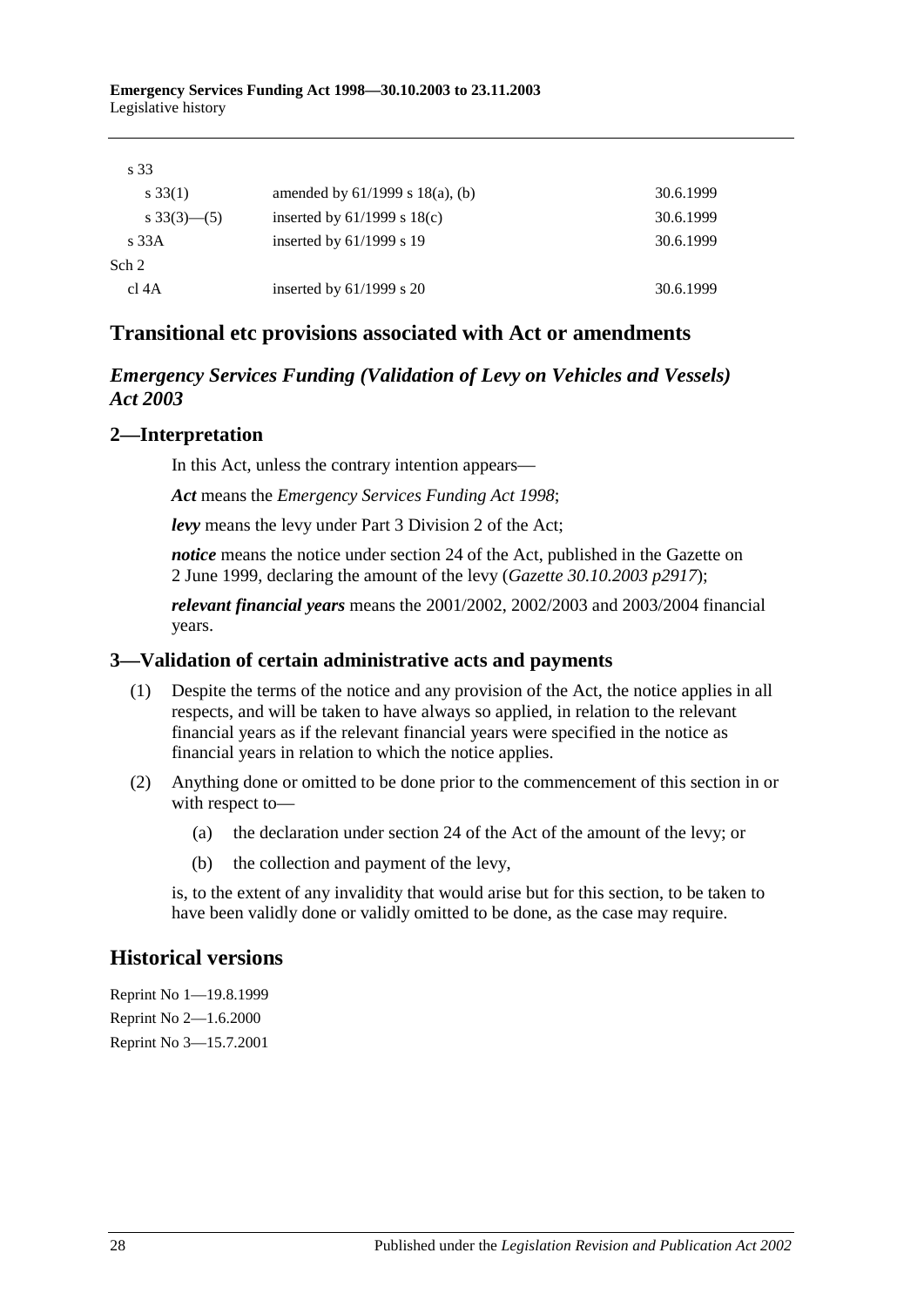| | | |
|---|---|---|
| s 33 | | |
| s 33(1) | amended by 61/1999 s 18(a), (b) | 30.6.1999 |
| s 33(3)—(5) | inserted by 61/1999 s 18(c) | 30.6.1999 |
| s 33A | inserted by 61/1999 s 19 | 30.6.1999 |
| Sch 2 | | |
| cl 4A | inserted by 61/1999 s 20 | 30.6.1999 |

## Transitional etc provisions associated with Act or amendments

### *Emergency Services Funding (Validation of Levy on Vehicles and Vessels) Act 2003*

### 2—Interpretation

In this Act, unless the contrary intention appears—

***Act*** means the *Emergency Services Funding Act 1998*;

***levy*** means the levy under Part 3 Division 2 of the Act;

***notice*** means the notice under section 24 of the Act, published in the Gazette on 2 June 1999, declaring the amount of the levy (*Gazette 30.10.2003 p2917*);

***relevant financial years*** means the 2001/2002, 2002/2003 and 2003/2004 financial years.

### 3—Validation of certain administrative acts and payments

(1) Despite the terms of the notice and any provision of the Act, the notice applies in all respects, and will be taken to have always so applied, in relation to the relevant financial years as if the relevant financial years were specified in the notice as financial years in relation to which the notice applies.

(2) Anything done or omitted to be done prior to the commencement of this section in or with respect to—

- (a) the declaration under section 24 of the Act of the amount of the levy; or
- (b) the collection and payment of the levy,

is, to the extent of any invalidity that would arise but for this section, to be taken to have been validly done or validly omitted to be done, as the case may require.

## Historical versions

Reprint No 1—19.8.1999

Reprint No 2—1.6.2000

Reprint No 3—15.7.2001